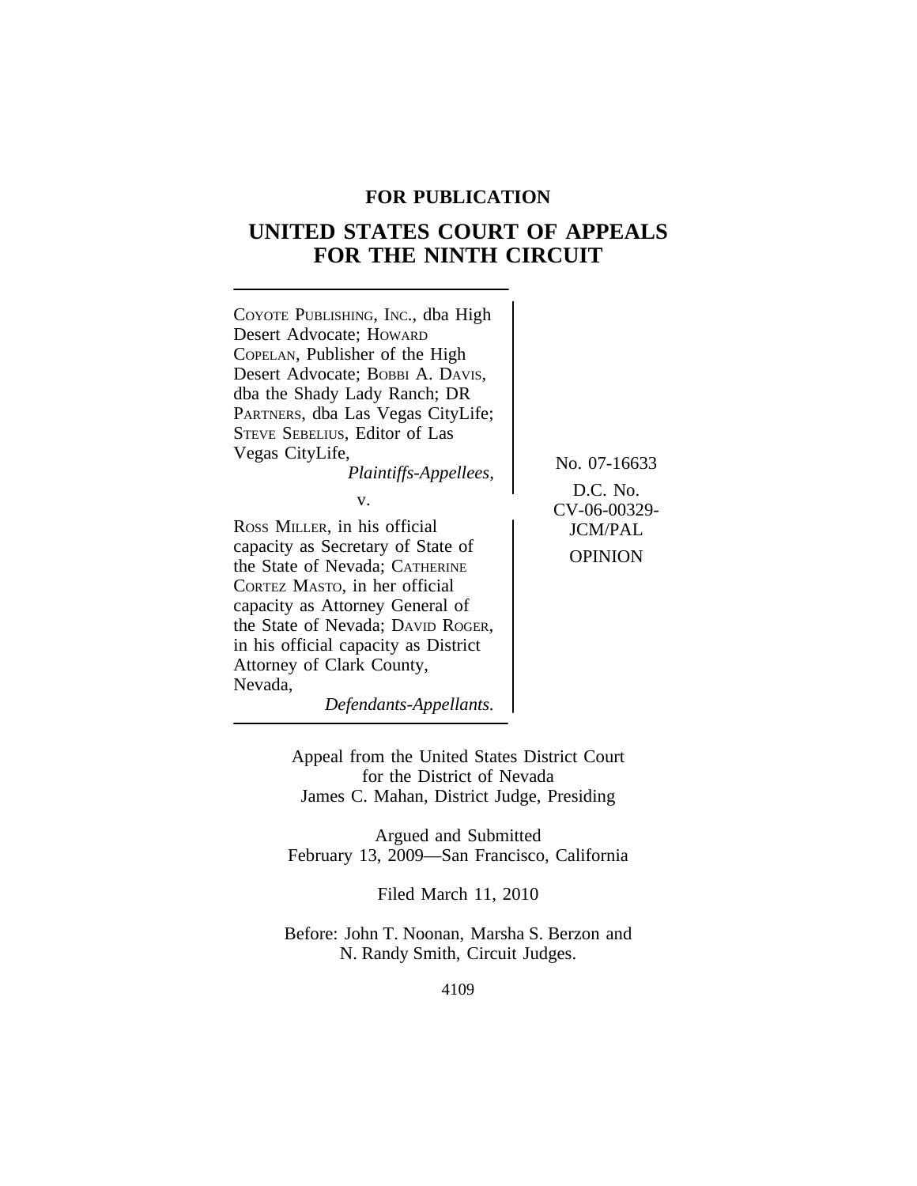**FOR PUBLICATION**

# UNITED STATES COURT OF APPEALS FOR THE NINTH CIRCUIT

COYOTE PUBLISHING, INC., dba High Desert Advocate; HOWARD COPELAN, Publisher of the High Desert Advocate; BOBBI A. DAVIS, dba the Shady Lady Ranch; DR PARTNERS, dba Las Vegas CityLife; STEVE SEBELIUS, Editor of Las Vegas CityLife,

*Plaintiffs-Appellees,*

v.

ROSS MILLER, in his official capacity as Secretary of State of the State of Nevada; CATHERINE CORTEZ MASTO, in her official capacity as Attorney General of the State of Nevada; DAVID ROGER, in his official capacity as District Attorney of Clark County, Nevada,

*Defendants-Appellants.*

No. 07-16633

D.C. No. CV-06-00329-JCM/PAL

OPINION

Appeal from the United States District Court for the District of Nevada
James C. Mahan, District Judge, Presiding

Argued and Submitted
February 13, 2009—San Francisco, California

Filed March 11, 2010

Before: John T. Noonan, Marsha S. Berzon and N. Randy Smith, Circuit Judges.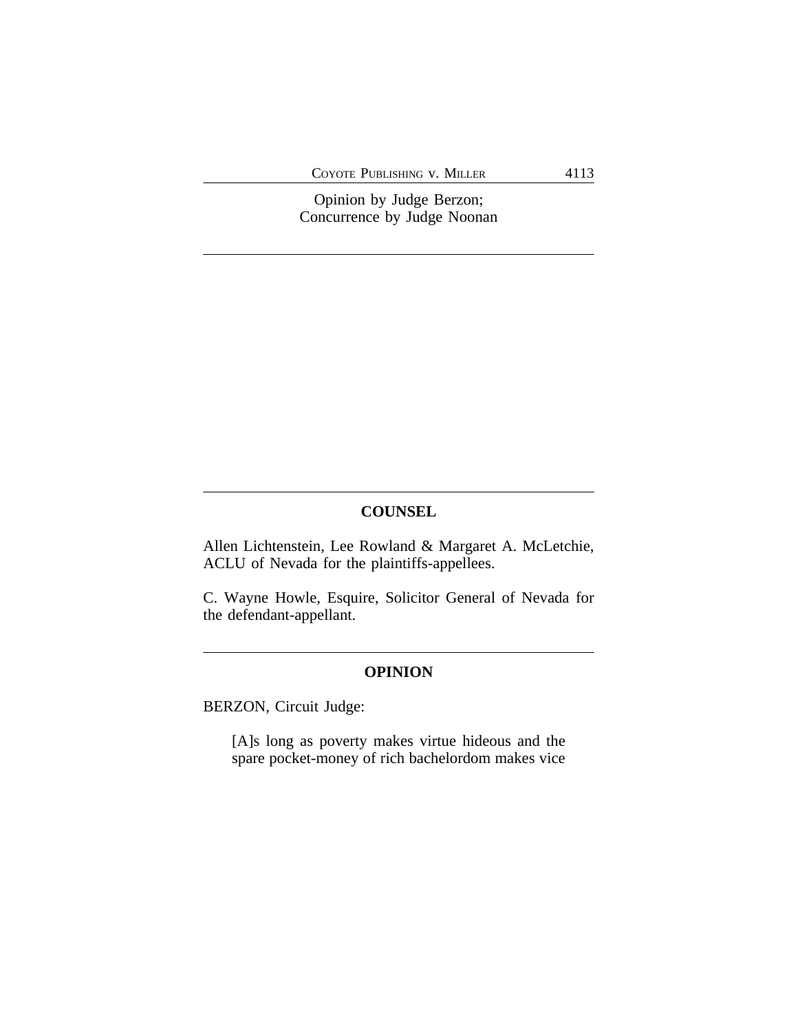Opinion by Judge Berzon;
Concurrence by Judge Noonan

## COUNSEL

Allen Lichtenstein, Lee Rowland & Margaret A. McLetchie, ACLU of Nevada for the plaintiffs-appellees.

C. Wayne Howle, Esquire, Solicitor General of Nevada for the defendant-appellant.

## OPINION

BERZON, Circuit Judge:

> [A]s long as poverty makes virtue hideous and the spare pocket-money of rich bachelordom makes vice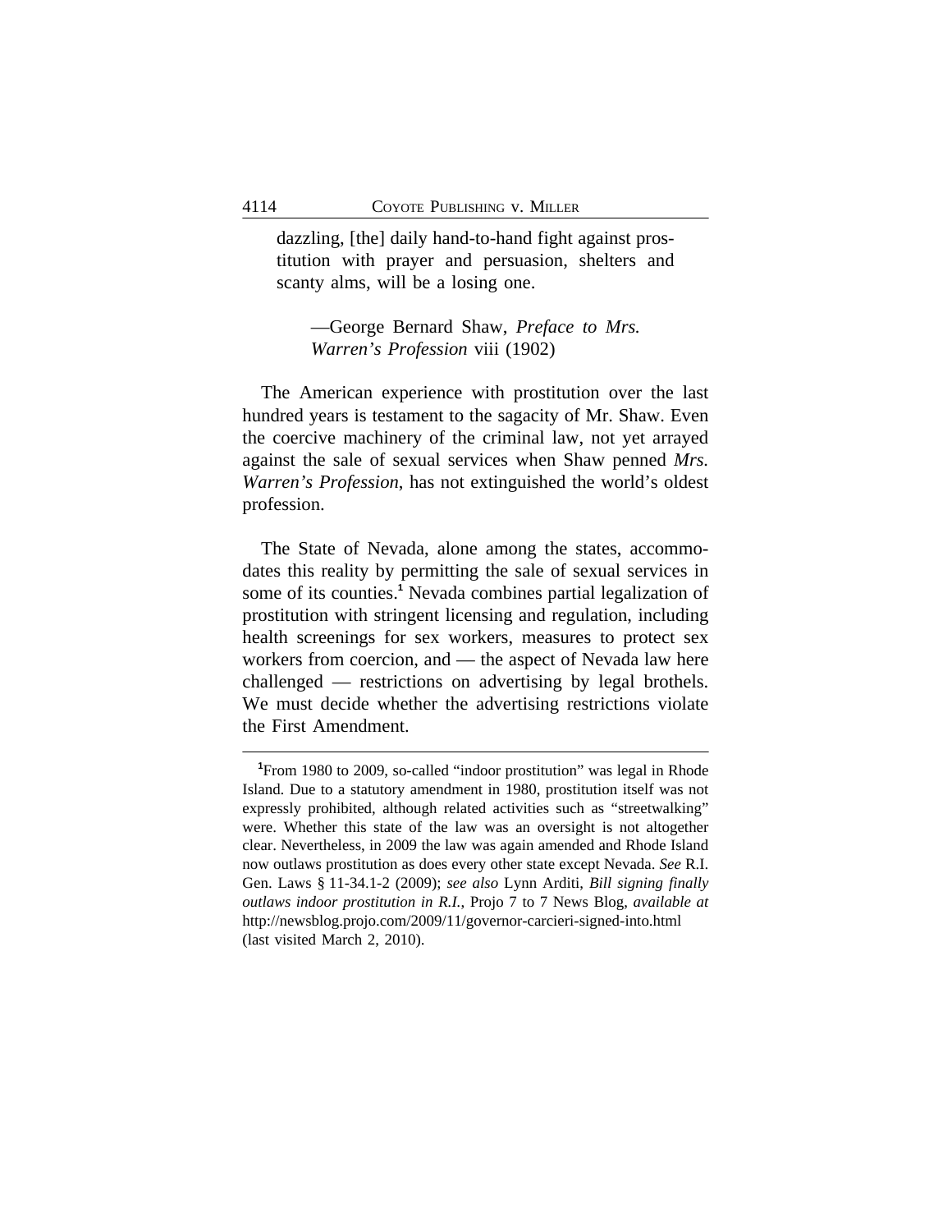> dazzling, [the] daily hand-to-hand fight against prostitution with prayer and persuasion, shelters and scanty alms, will be a losing one.
>
> —George Bernard Shaw, *Preface to Mrs. Warren's Profession* viii (1902)

The American experience with prostitution over the last hundred years is testament to the sagacity of Mr. Shaw. Even the coercive machinery of the criminal law, not yet arrayed against the sale of sexual services when Shaw penned *Mrs. Warren's Profession*, has not extinguished the world's oldest profession.

The State of Nevada, alone among the states, accommodates this reality by permitting the sale of sexual services in some of its counties.[1] Nevada combines partial legalization of prostitution with stringent licensing and regulation, including health screenings for sex workers, measures to protect sex workers from coercion, and — the aspect of Nevada law here challenged — restrictions on advertising by legal brothels. We must decide whether the advertising restrictions violate the First Amendment.

---

[1]From 1980 to 2009, so-called "indoor prostitution" was legal in Rhode Island. Due to a statutory amendment in 1980, prostitution itself was not expressly prohibited, although related activities such as "streetwalking" were. Whether this state of the law was an oversight is not altogether clear. Nevertheless, in 2009 the law was again amended and Rhode Island now outlaws prostitution as does every other state except Nevada. *See* R.I. Gen. Laws § 11-34.1-2 (2009); *see also* Lynn Arditi, *Bill signing finally outlaws indoor prostitution in R.I.*, Projo 7 to 7 News Blog, *available at* http://newsblog.projo.com/2009/11/governor-carcieri-signed-into.html (last visited March 2, 2010).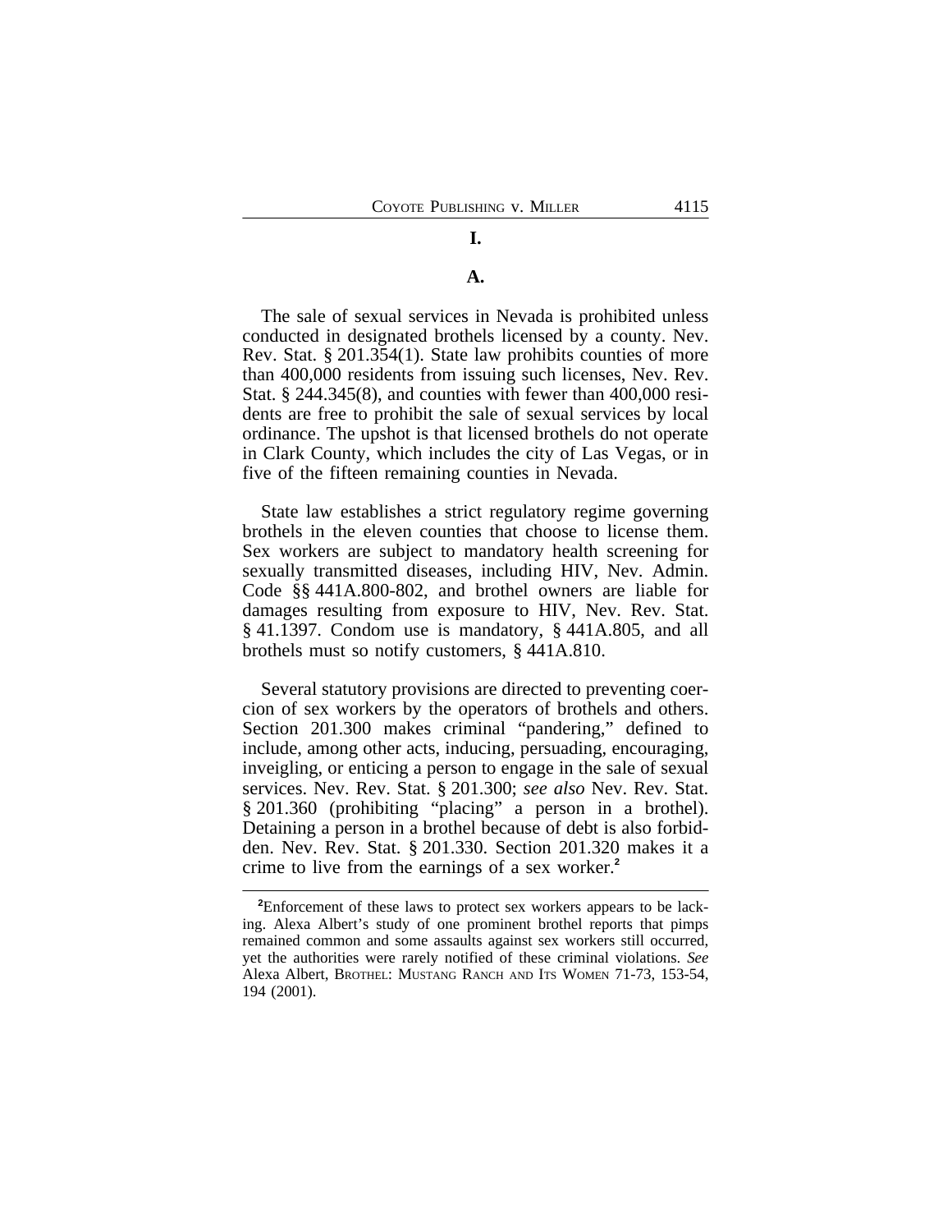## I.

### A.

The sale of sexual services in Nevada is prohibited unless conducted in designated brothels licensed by a county. Nev. Rev. Stat. § 201.354(1). State law prohibits counties of more than 400,000 residents from issuing such licenses, Nev. Rev. Stat. § 244.345(8), and counties with fewer than 400,000 residents are free to prohibit the sale of sexual services by local ordinance. The upshot is that licensed brothels do not operate in Clark County, which includes the city of Las Vegas, or in five of the fifteen remaining counties in Nevada.

State law establishes a strict regulatory regime governing brothels in the eleven counties that choose to license them. Sex workers are subject to mandatory health screening for sexually transmitted diseases, including HIV, Nev. Admin. Code §§ 441A.800-802, and brothel owners are liable for damages resulting from exposure to HIV, Nev. Rev. Stat. § 41.1397. Condom use is mandatory, § 441A.805, and all brothels must so notify customers, § 441A.810.

Several statutory provisions are directed to preventing coercion of sex workers by the operators of brothels and others. Section 201.300 makes criminal "pandering," defined to include, among other acts, inducing, persuading, encouraging, inveigling, or enticing a person to engage in the sale of sexual services. Nev. Rev. Stat. § 201.300; *see also* Nev. Rev. Stat. § 201.360 (prohibiting "placing" a person in a brothel). Detaining a person in a brothel because of debt is also forbidden. Nev. Rev. Stat. § 201.330. Section 201.320 makes it a crime to live from the earnings of a sex worker.[2]

---

[2]Enforcement of these laws to protect sex workers appears to be lacking. Alexa Albert's study of one prominent brothel reports that pimps remained common and some assaults against sex workers still occurred, yet the authorities were rarely notified of these criminal violations. *See* Alexa Albert, BROTHEL: MUSTANG RANCH AND ITS WOMEN 71-73, 153-54, 194 (2001).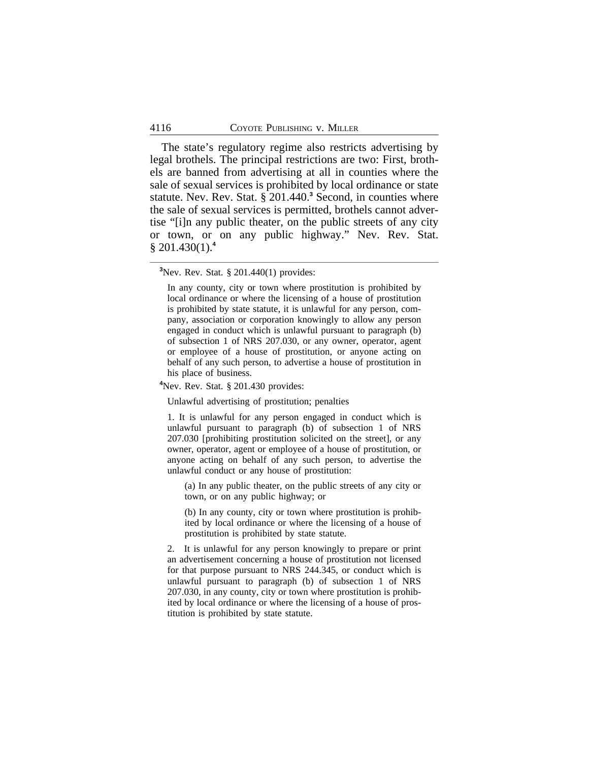The state's regulatory regime also restricts advertising by legal brothels. The principal restrictions are two: First, brothels are banned from advertising at all in counties where the sale of sexual services is prohibited by local ordinance or state statute. Nev. Rev. Stat. § 201.440.[3] Second, in counties where the sale of sexual services is permitted, brothels cannot advertise "[i]n any public theater, on the public streets of any city or town, or on any public highway." Nev. Rev. Stat. § 201.430(1).[4]

---

[3]Nev. Rev. Stat. § 201.440(1) provides:

> In any county, city or town where prostitution is prohibited by local ordinance or where the licensing of a house of prostitution is prohibited by state statute, it is unlawful for any person, company, association or corporation knowingly to allow any person engaged in conduct which is unlawful pursuant to paragraph (b) of subsection 1 of NRS 207.030, or any owner, operator, agent or employee of a house of prostitution, or anyone acting on behalf of any such person, to advertise a house of prostitution in his place of business.

[4]Nev. Rev. Stat. § 201.430 provides:

> Unlawful advertising of prostitution; penalties
>
> 1. It is unlawful for any person engaged in conduct which is unlawful pursuant to paragraph (b) of subsection 1 of NRS 207.030 [prohibiting prostitution solicited on the street], or any owner, operator, agent or employee of a house of prostitution, or anyone acting on behalf of any such person, to advertise the unlawful conduct or any house of prostitution:
>
> > (a) In any public theater, on the public streets of any city or town, or on any public highway; or
> >
> > (b) In any county, city or town where prostitution is prohibited by local ordinance or where the licensing of a house of prostitution is prohibited by state statute.
>
> 2. It is unlawful for any person knowingly to prepare or print an advertisement concerning a house of prostitution not licensed for that purpose pursuant to NRS 244.345, or conduct which is unlawful pursuant to paragraph (b) of subsection 1 of NRS 207.030, in any county, city or town where prostitution is prohibited by local ordinance or where the licensing of a house of prostitution is prohibited by state statute.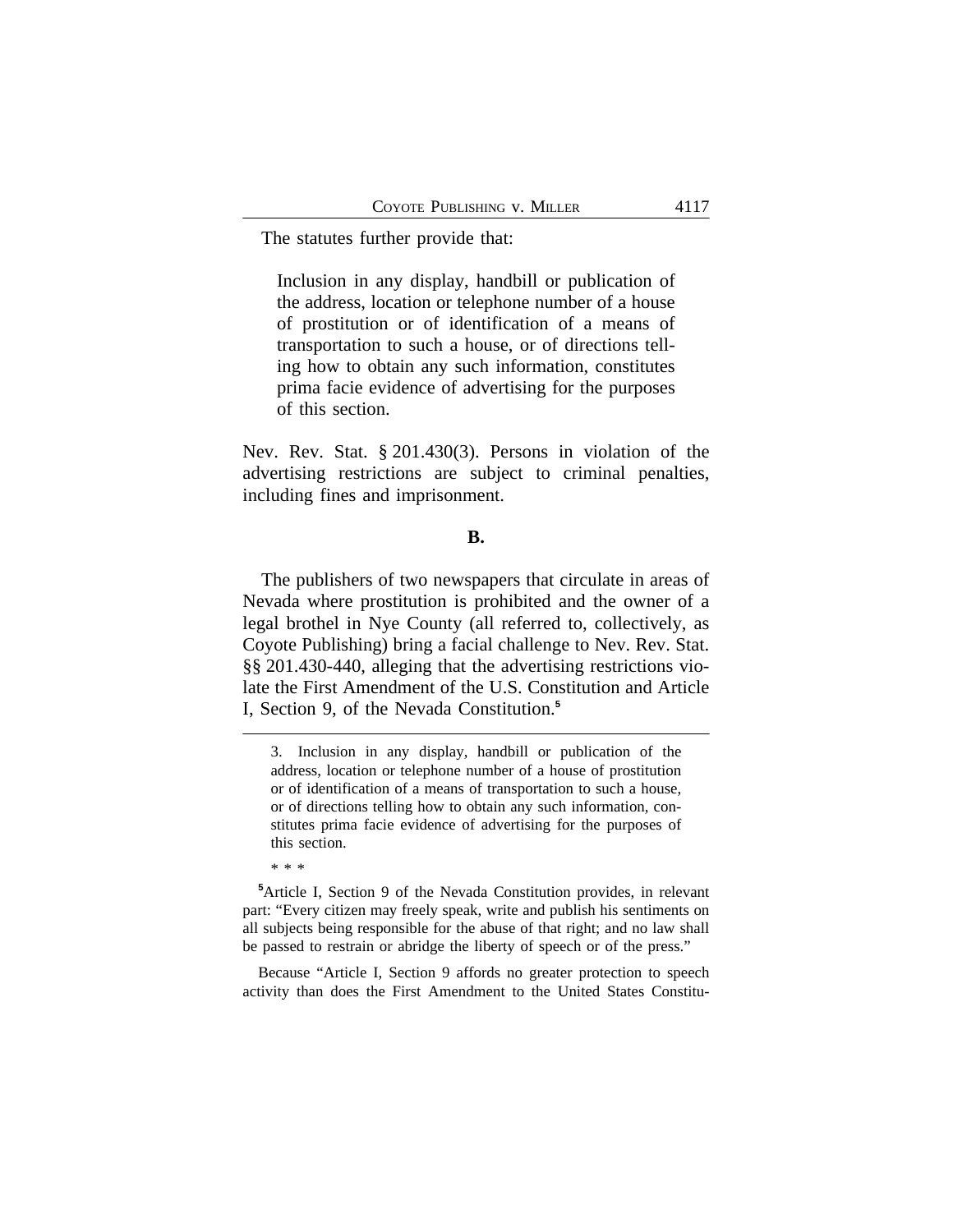The statutes further provide that:

> Inclusion in any display, handbill or publication of the address, location or telephone number of a house of prostitution or of identification of a means of transportation to such a house, or of directions telling how to obtain any such information, constitutes prima facie evidence of advertising for the purposes of this section.

Nev. Rev. Stat. § 201.430(3). Persons in violation of the advertising restrictions are subject to criminal penalties, including fines and imprisonment.

**B.**

The publishers of two newspapers that circulate in areas of Nevada where prostitution is prohibited and the owner of a legal brothel in Nye County (all referred to, collectively, as Coyote Publishing) bring a facial challenge to Nev. Rev. Stat. §§ 201.430-440, alleging that the advertising restrictions violate the First Amendment of the U.S. Constitution and Article I, Section 9, of the Nevada Constitution.[5]

---

3. Inclusion in any display, handbill or publication of the address, location or telephone number of a house of prostitution or of identification of a means of transportation to such a house, or of directions telling how to obtain any such information, constitutes prima facie evidence of advertising for the purposes of this section.

\* \* \*

[5]Article I, Section 9 of the Nevada Constitution provides, in relevant part: "Every citizen may freely speak, write and publish his sentiments on all subjects being responsible for the abuse of that right; and no law shall be passed to restrain or abridge the liberty of speech or of the press."

Because "Article I, Section 9 affords no greater protection to speech activity than does the First Amendment to the United States Constitu-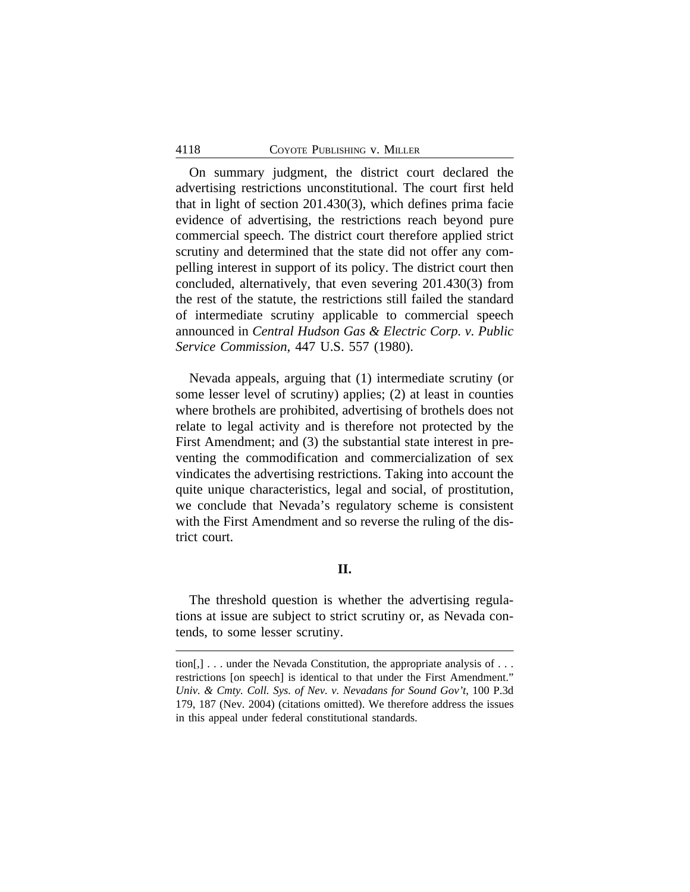On summary judgment, the district court declared the advertising restrictions unconstitutional. The court first held that in light of section 201.430(3), which defines prima facie evidence of advertising, the restrictions reach beyond pure commercial speech. The district court therefore applied strict scrutiny and determined that the state did not offer any compelling interest in support of its policy. The district court then concluded, alternatively, that even severing 201.430(3) from the rest of the statute, the restrictions still failed the standard of intermediate scrutiny applicable to commercial speech announced in *Central Hudson Gas & Electric Corp. v. Public Service Commission*, 447 U.S. 557 (1980).

Nevada appeals, arguing that (1) intermediate scrutiny (or some lesser level of scrutiny) applies; (2) at least in counties where brothels are prohibited, advertising of brothels does not relate to legal activity and is therefore not protected by the First Amendment; and (3) the substantial state interest in preventing the commodification and commercialization of sex vindicates the advertising restrictions. Taking into account the quite unique characteristics, legal and social, of prostitution, we conclude that Nevada's regulatory scheme is consistent with the First Amendment and so reverse the ruling of the district court.

## II.

The threshold question is whether the advertising regulations at issue are subject to strict scrutiny or, as Nevada contends, to some lesser scrutiny.

---

tion[,] . . . under the Nevada Constitution, the appropriate analysis of . . . restrictions [on speech] is identical to that under the First Amendment." *Univ. & Cmty. Coll. Sys. of Nev. v. Nevadans for Sound Gov't*, 100 P.3d 179, 187 (Nev. 2004) (citations omitted). We therefore address the issues in this appeal under federal constitutional standards.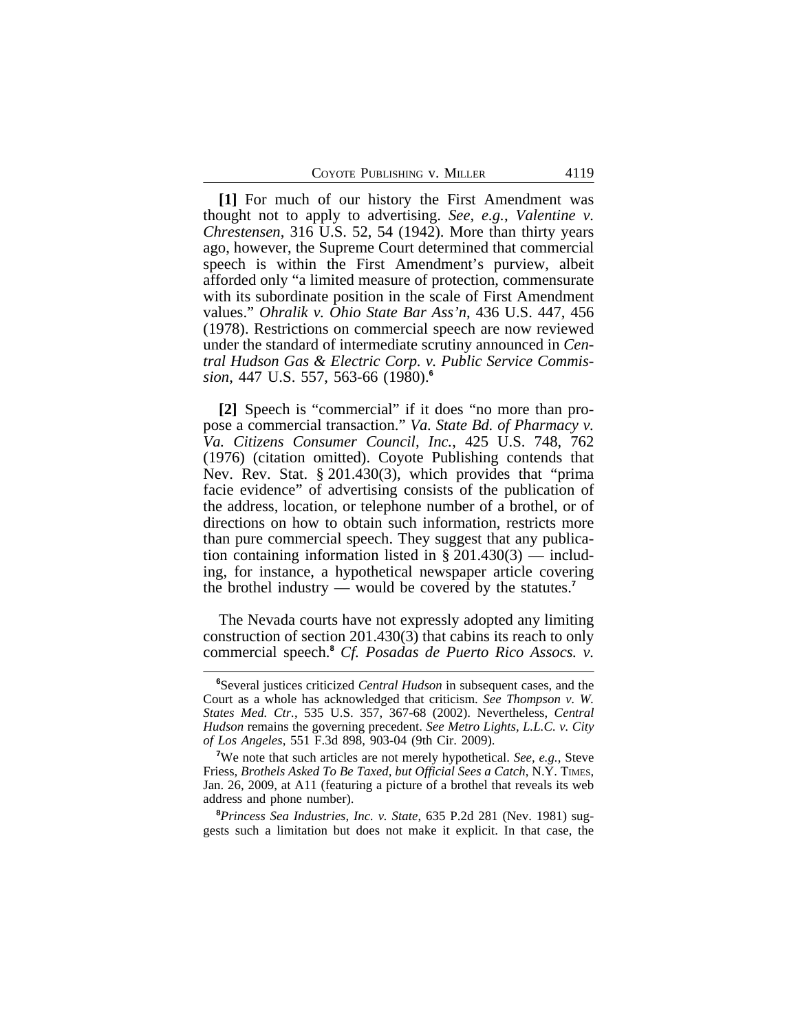**[1]** For much of our history the First Amendment was thought not to apply to advertising. *See, e.g.*, *Valentine v. Chrestensen*, 316 U.S. 52, 54 (1942). More than thirty years ago, however, the Supreme Court determined that commercial speech is within the First Amendment's purview, albeit afforded only "a limited measure of protection, commensurate with its subordinate position in the scale of First Amendment values." *Ohralik v. Ohio State Bar Ass'n*, 436 U.S. 447, 456 (1978). Restrictions on commercial speech are now reviewed under the standard of intermediate scrutiny announced in *Central Hudson Gas & Electric Corp. v. Public Service Commission*, 447 U.S. 557, 563-66 (1980).[6]

**[2]** Speech is "commercial" if it does "no more than propose a commercial transaction." *Va. State Bd. of Pharmacy v. Va. Citizens Consumer Council, Inc.*, 425 U.S. 748, 762 (1976) (citation omitted). Coyote Publishing contends that Nev. Rev. Stat. § 201.430(3), which provides that "prima facie evidence" of advertising consists of the publication of the address, location, or telephone number of a brothel, or of directions on how to obtain such information, restricts more than pure commercial speech. They suggest that any publication containing information listed in § 201.430(3) — including, for instance, a hypothetical newspaper article covering the brothel industry — would be covered by the statutes.[7]

The Nevada courts have not expressly adopted any limiting construction of section 201.430(3) that cabins its reach to only commercial speech.[8] *Cf. Posadas de Puerto Rico Assocs. v.*

---

[6]Several justices criticized *Central Hudson* in subsequent cases, and the Court as a whole has acknowledged that criticism. *See Thompson v. W. States Med. Ctr.*, 535 U.S. 357, 367-68 (2002). Nevertheless, *Central Hudson* remains the governing precedent. *See Metro Lights, L.L.C. v. City of Los Angeles*, 551 F.3d 898, 903-04 (9th Cir. 2009).

[7]We note that such articles are not merely hypothetical. *See, e.g.*, Steve Friess, *Brothels Asked To Be Taxed, but Official Sees a Catch*, N.Y. TIMES, Jan. 26, 2009, at A11 (featuring a picture of a brothel that reveals its web address and phone number).

[8]*Princess Sea Industries, Inc. v. State*, 635 P.2d 281 (Nev. 1981) suggests such a limitation but does not make it explicit. In that case, the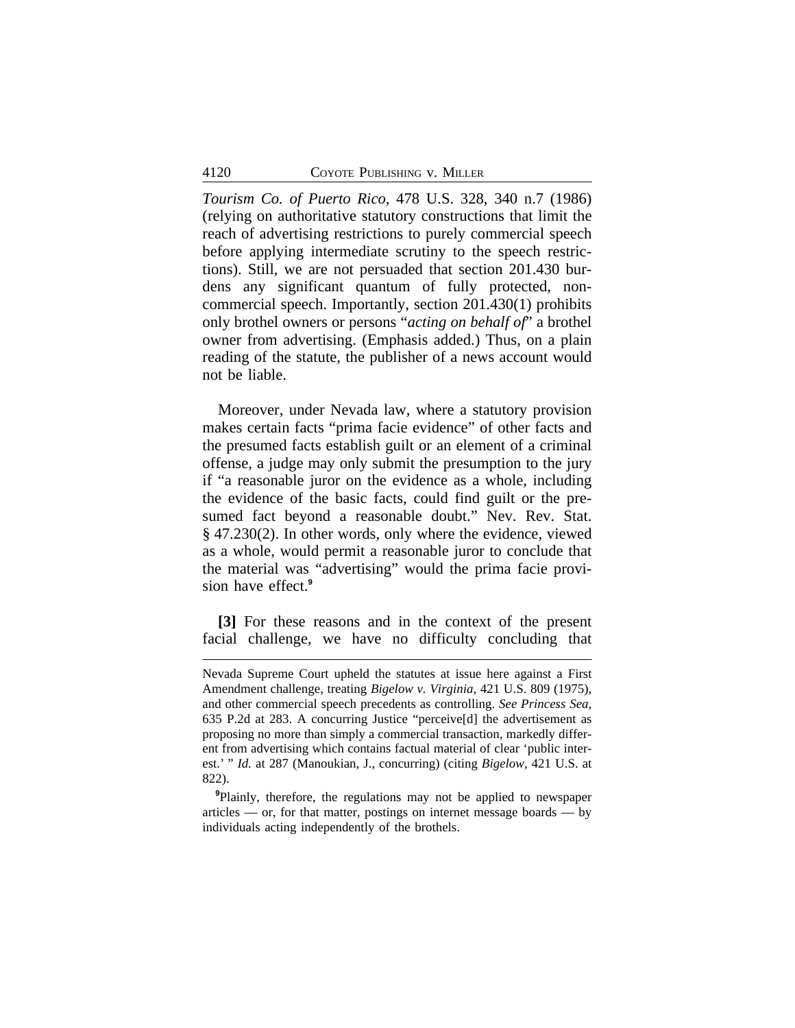*Tourism Co. of Puerto Rico*, 478 U.S. 328, 340 n.7 (1986) (relying on authoritative statutory constructions that limit the reach of advertising restrictions to purely commercial speech before applying intermediate scrutiny to the speech restrictions). Still, we are not persuaded that section 201.430 burdens any significant quantum of fully protected, non-commercial speech. Importantly, section 201.430(1) prohibits only brothel owners or persons "*acting on behalf of*" a brothel owner from advertising. (Emphasis added.) Thus, on a plain reading of the statute, the publisher of a news account would not be liable.

Moreover, under Nevada law, where a statutory provision makes certain facts "prima facie evidence" of other facts and the presumed facts establish guilt or an element of a criminal offense, a judge may only submit the presumption to the jury if "a reasonable juror on the evidence as a whole, including the evidence of the basic facts, could find guilt or the presumed fact beyond a reasonable doubt." Nev. Rev. Stat. § 47.230(2). In other words, only where the evidence, viewed as a whole, would permit a reasonable juror to conclude that the material was "advertising" would the prima facie provision have effect.[9]

**[3]** For these reasons and in the context of the present facial challenge, we have no difficulty concluding that

---

Nevada Supreme Court upheld the statutes at issue here against a First Amendment challenge, treating *Bigelow v. Virginia*, 421 U.S. 809 (1975), and other commercial speech precedents as controlling. *See Princess Sea*, 635 P.2d at 283. A concurring Justice "perceive[d] the advertisement as proposing no more than simply a commercial transaction, markedly different from advertising which contains factual material of clear 'public interest.' " *Id.* at 287 (Manoukian, J., concurring) (citing *Bigelow*, 421 U.S. at 822).

[9] Plainly, therefore, the regulations may not be applied to newspaper articles — or, for that matter, postings on internet message boards — by individuals acting independently of the brothels.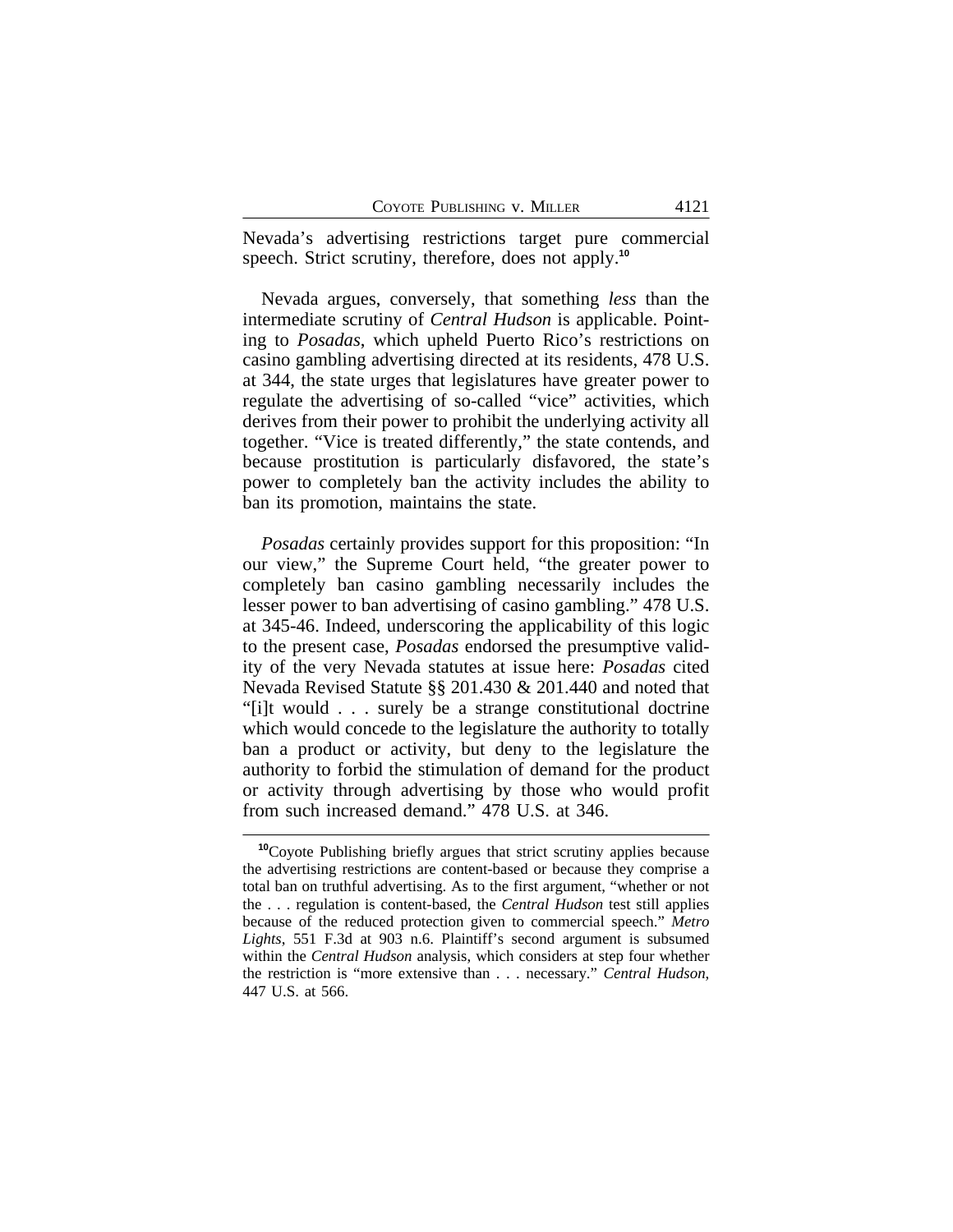Nevada's advertising restrictions target pure commercial speech. Strict scrutiny, therefore, does not apply.[10]

Nevada argues, conversely, that something *less* than the intermediate scrutiny of *Central Hudson* is applicable. Pointing to *Posadas*, which upheld Puerto Rico's restrictions on casino gambling advertising directed at its residents, 478 U.S. at 344, the state urges that legislatures have greater power to regulate the advertising of so-called "vice" activities, which derives from their power to prohibit the underlying activity all together. "Vice is treated differently," the state contends, and because prostitution is particularly disfavored, the state's power to completely ban the activity includes the ability to ban its promotion, maintains the state.

*Posadas* certainly provides support for this proposition: "In our view," the Supreme Court held, "the greater power to completely ban casino gambling necessarily includes the lesser power to ban advertising of casino gambling." 478 U.S. at 345-46. Indeed, underscoring the applicability of this logic to the present case, *Posadas* endorsed the presumptive validity of the very Nevada statutes at issue here: *Posadas* cited Nevada Revised Statute §§ 201.430 & 201.440 and noted that "[i]t would . . . surely be a strange constitutional doctrine which would concede to the legislature the authority to totally ban a product or activity, but deny to the legislature the authority to forbid the stimulation of demand for the product or activity through advertising by those who would profit from such increased demand." 478 U.S. at 346.

---

[10]Coyote Publishing briefly argues that strict scrutiny applies because the advertising restrictions are content-based or because they comprise a total ban on truthful advertising. As to the first argument, "whether or not the . . . regulation is content-based, the *Central Hudson* test still applies because of the reduced protection given to commercial speech." *Metro Lights*, 551 F.3d at 903 n.6. Plaintiff's second argument is subsumed within the *Central Hudson* analysis, which considers at step four whether the restriction is "more extensive than . . . necessary." *Central Hudson*, 447 U.S. at 566.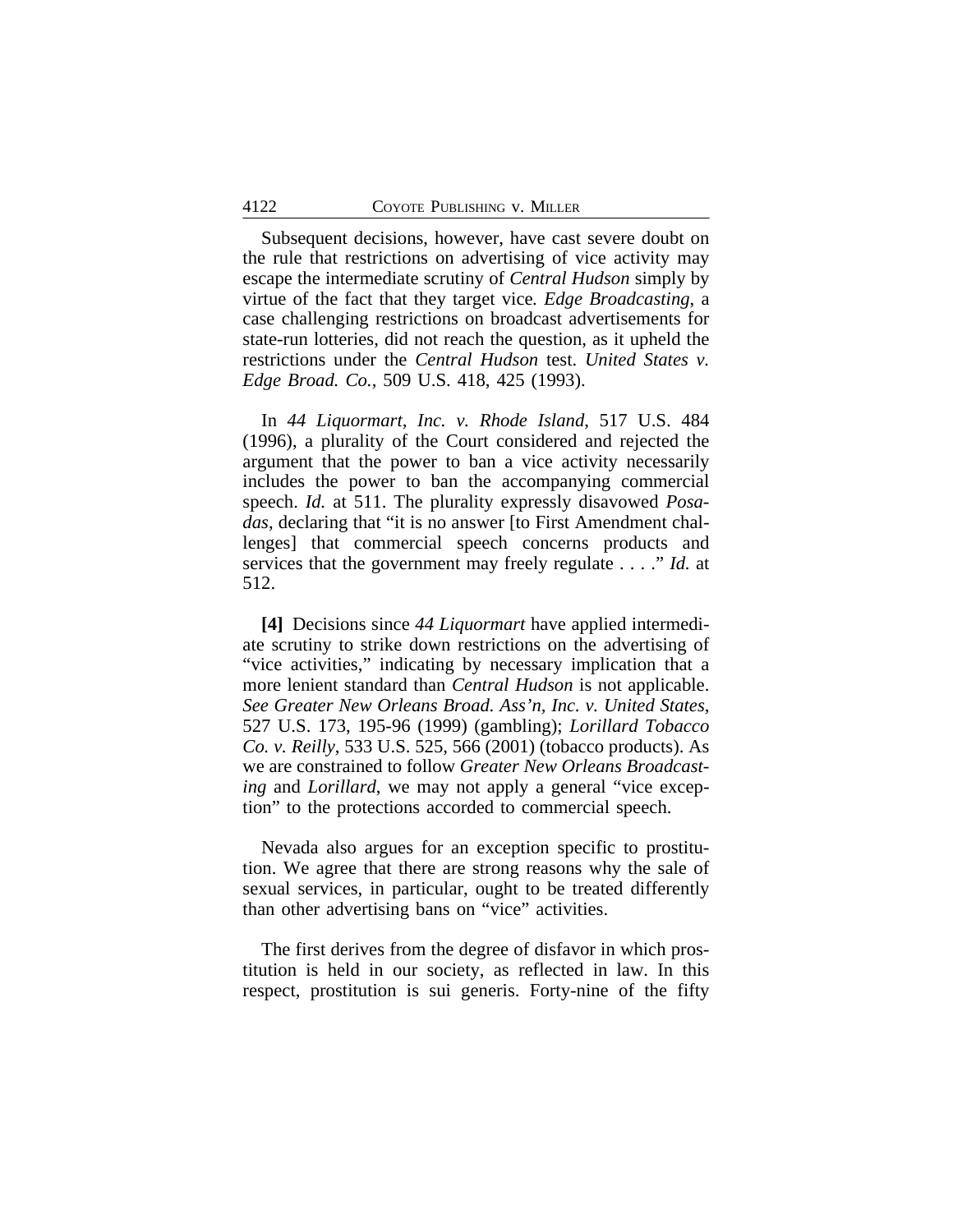Subsequent decisions, however, have cast severe doubt on the rule that restrictions on advertising of vice activity may escape the intermediate scrutiny of *Central Hudson* simply by virtue of the fact that they target vice. *Edge Broadcasting*, a case challenging restrictions on broadcast advertisements for state-run lotteries, did not reach the question, as it upheld the restrictions under the *Central Hudson* test. *United States v. Edge Broad. Co.*, 509 U.S. 418, 425 (1993).

In *44 Liquormart, Inc. v. Rhode Island*, 517 U.S. 484 (1996), a plurality of the Court considered and rejected the argument that the power to ban a vice activity necessarily includes the power to ban the accompanying commercial speech. *Id.* at 511. The plurality expressly disavowed *Posadas*, declaring that "it is no answer [to First Amendment challenges] that commercial speech concerns products and services that the government may freely regulate . . . ." *Id.* at 512.

**[4]** Decisions since *44 Liquormart* have applied intermediate scrutiny to strike down restrictions on the advertising of "vice activities," indicating by necessary implication that a more lenient standard than *Central Hudson* is not applicable. *See Greater New Orleans Broad. Ass'n, Inc. v. United States*, 527 U.S. 173, 195-96 (1999) (gambling); *Lorillard Tobacco Co. v. Reilly*, 533 U.S. 525, 566 (2001) (tobacco products). As we are constrained to follow *Greater New Orleans Broadcasting* and *Lorillard*, we may not apply a general "vice exception" to the protections accorded to commercial speech.

Nevada also argues for an exception specific to prostitution. We agree that there are strong reasons why the sale of sexual services, in particular, ought to be treated differently than other advertising bans on "vice" activities.

The first derives from the degree of disfavor in which prostitution is held in our society, as reflected in law. In this respect, prostitution is sui generis. Forty-nine of the fifty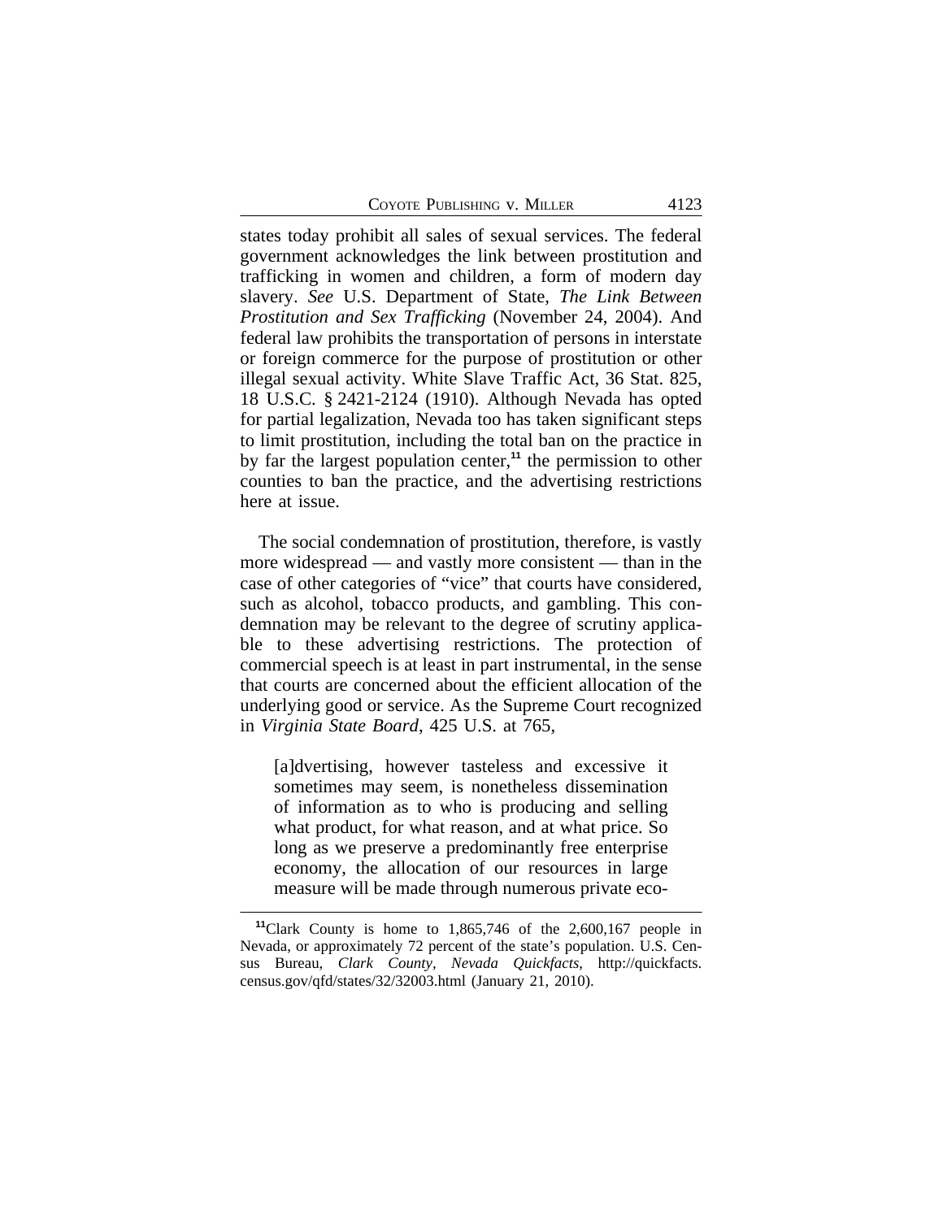states today prohibit all sales of sexual services. The federal government acknowledges the link between prostitution and trafficking in women and children, a form of modern day slavery. *See* U.S. Department of State, *The Link Between Prostitution and Sex Trafficking* (November 24, 2004). And federal law prohibits the transportation of persons in interstate or foreign commerce for the purpose of prostitution or other illegal sexual activity. White Slave Traffic Act, 36 Stat. 825, 18 U.S.C. § 2421-2124 (1910). Although Nevada has opted for partial legalization, Nevada too has taken significant steps to limit prostitution, including the total ban on the practice in by far the largest population center,[11] the permission to other counties to ban the practice, and the advertising restrictions here at issue.

The social condemnation of prostitution, therefore, is vastly more widespread — and vastly more consistent — than in the case of other categories of "vice" that courts have considered, such as alcohol, tobacco products, and gambling. This condemnation may be relevant to the degree of scrutiny applicable to these advertising restrictions. The protection of commercial speech is at least in part instrumental, in the sense that courts are concerned about the efficient allocation of the underlying good or service. As the Supreme Court recognized in *Virginia State Board*, 425 U.S. at 765,

> [a]dvertising, however tasteless and excessive it sometimes may seem, is nonetheless dissemination of information as to who is producing and selling what product, for what reason, and at what price. So long as we preserve a predominantly free enterprise economy, the allocation of our resources in large measure will be made through numerous private eco-

[11] Clark County is home to 1,865,746 of the 2,600,167 people in Nevada, or approximately 72 percent of the state's population. U.S. Census Bureau, *Clark County, Nevada Quickfacts*, http://quickfacts.census.gov/qfd/states/32/32003.html (January 21, 2010).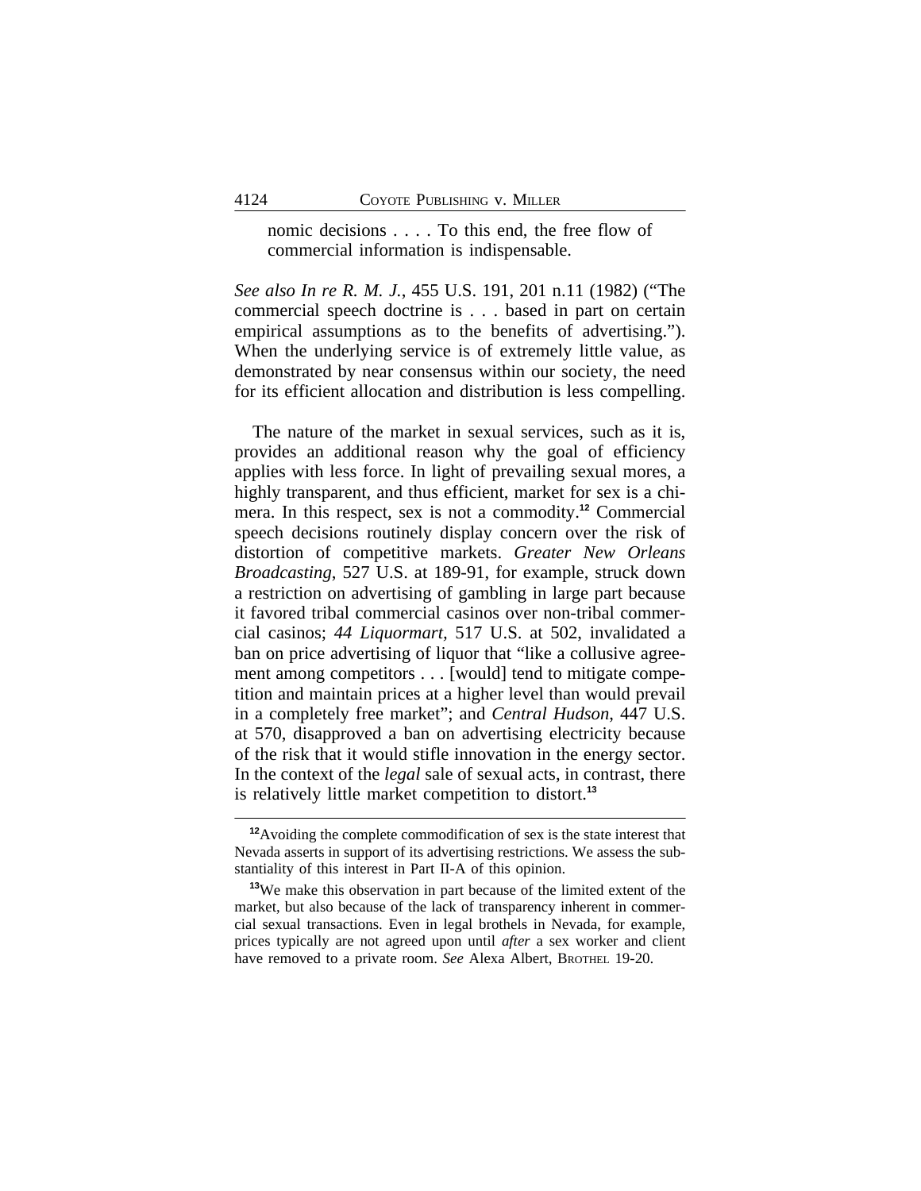> nomic decisions . . . . To this end, the free flow of commercial information is indispensable.

*See also In re R. M. J.*, 455 U.S. 191, 201 n.11 (1982) ("The commercial speech doctrine is . . . based in part on certain empirical assumptions as to the benefits of advertising."). When the underlying service is of extremely little value, as demonstrated by near consensus within our society, the need for its efficient allocation and distribution is less compelling.

The nature of the market in sexual services, such as it is, provides an additional reason why the goal of efficiency applies with less force. In light of prevailing sexual mores, a highly transparent, and thus efficient, market for sex is a chimera. In this respect, sex is not a commodity.[12] Commercial speech decisions routinely display concern over the risk of distortion of competitive markets. *Greater New Orleans Broadcasting*, 527 U.S. at 189-91, for example, struck down a restriction on advertising of gambling in large part because it favored tribal commercial casinos over non-tribal commercial casinos; *44 Liquormart*, 517 U.S. at 502, invalidated a ban on price advertising of liquor that "like a collusive agreement among competitors . . . [would] tend to mitigate competition and maintain prices at a higher level than would prevail in a completely free market"; and *Central Hudson*, 447 U.S. at 570, disapproved a ban on advertising electricity because of the risk that it would stifle innovation in the energy sector. In the context of the *legal* sale of sexual acts, in contrast, there is relatively little market competition to distort.[13]

---

[12] Avoiding the complete commodification of sex is the state interest that Nevada asserts in support of its advertising restrictions. We assess the substantiality of this interest in Part II-A of this opinion.

[13] We make this observation in part because of the limited extent of the market, but also because of the lack of transparency inherent in commercial sexual transactions. Even in legal brothels in Nevada, for example, prices typically are not agreed upon until *after* a sex worker and client have removed to a private room. *See* Alexa Albert, BROTHEL 19-20.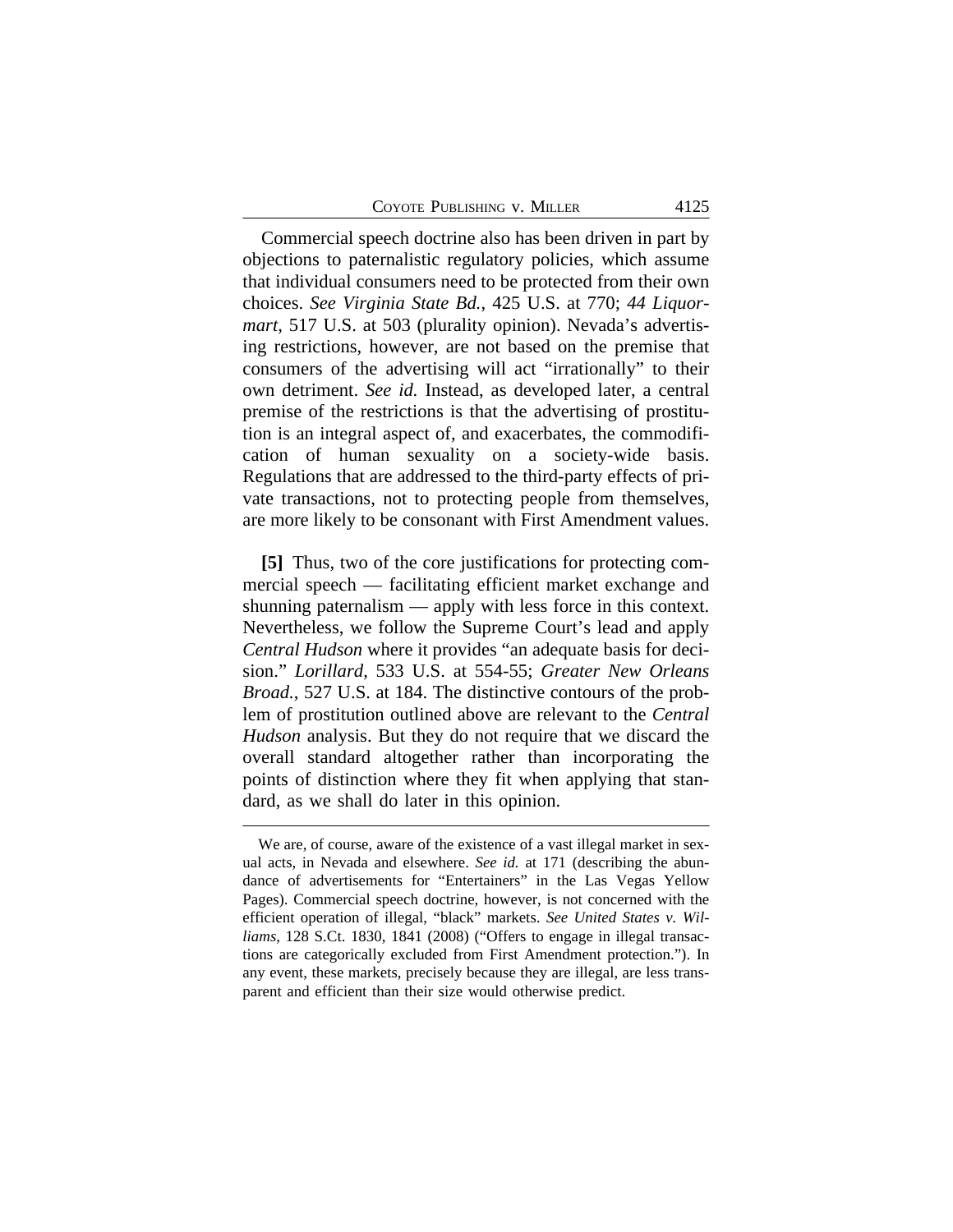Commercial speech doctrine also has been driven in part by objections to paternalistic regulatory policies, which assume that individual consumers need to be protected from their own choices. *See Virginia State Bd.*, 425 U.S. at 770; *44 Liquormart*, 517 U.S. at 503 (plurality opinion). Nevada's advertising restrictions, however, are not based on the premise that consumers of the advertising will act "irrationally" to their own detriment. *See id.* Instead, as developed later, a central premise of the restrictions is that the advertising of prostitution is an integral aspect of, and exacerbates, the commodification of human sexuality on a society-wide basis. Regulations that are addressed to the third-party effects of private transactions, not to protecting people from themselves, are more likely to be consonant with First Amendment values.

**[5]** Thus, two of the core justifications for protecting commercial speech — facilitating efficient market exchange and shunning paternalism — apply with less force in this context. Nevertheless, we follow the Supreme Court's lead and apply *Central Hudson* where it provides "an adequate basis for decision." *Lorillard*, 533 U.S. at 554-55; *Greater New Orleans Broad.*, 527 U.S. at 184. The distinctive contours of the problem of prostitution outlined above are relevant to the *Central Hudson* analysis. But they do not require that we discard the overall standard altogether rather than incorporating the points of distinction where they fit when applying that standard, as we shall do later in this opinion.

---

We are, of course, aware of the existence of a vast illegal market in sexual acts, in Nevada and elsewhere. *See id.* at 171 (describing the abundance of advertisements for "Entertainers" in the Las Vegas Yellow Pages). Commercial speech doctrine, however, is not concerned with the efficient operation of illegal, "black" markets. *See United States v. Williams*, 128 S.Ct. 1830, 1841 (2008) ("Offers to engage in illegal transactions are categorically excluded from First Amendment protection."). In any event, these markets, precisely because they are illegal, are less transparent and efficient than their size would otherwise predict.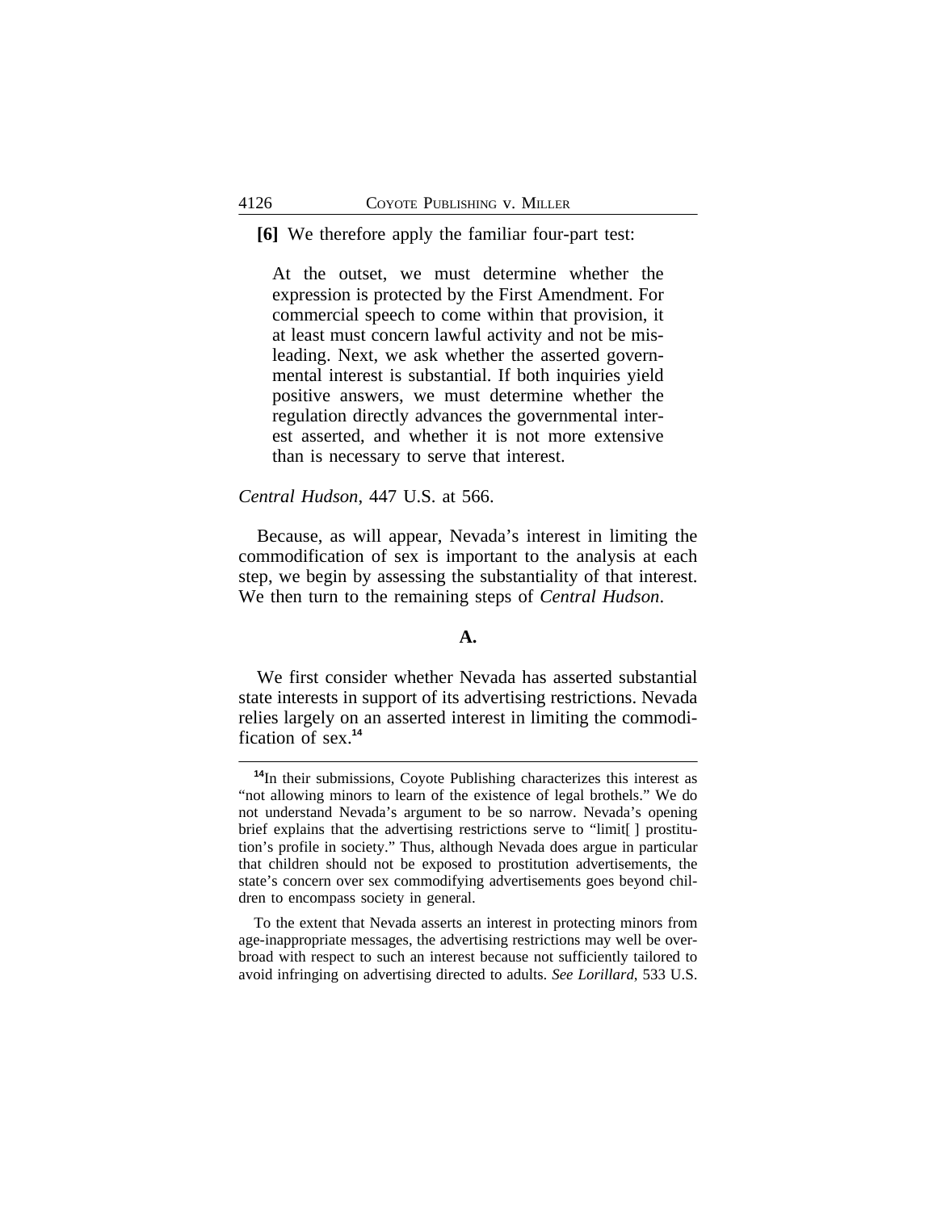**[6]** We therefore apply the familiar four-part test:

> At the outset, we must determine whether the expression is protected by the First Amendment. For commercial speech to come within that provision, it at least must concern lawful activity and not be misleading. Next, we ask whether the asserted governmental interest is substantial. If both inquiries yield positive answers, we must determine whether the regulation directly advances the governmental interest asserted, and whether it is not more extensive than is necessary to serve that interest.

*Central Hudson*, 447 U.S. at 566.

Because, as will appear, Nevada's interest in limiting the commodification of sex is important to the analysis at each step, we begin by assessing the substantiality of that interest. We then turn to the remaining steps of *Central Hudson*.

### A.

We first consider whether Nevada has asserted substantial state interests in support of its advertising restrictions. Nevada relies largely on an asserted interest in limiting the commodification of sex.[14]

---

[14] In their submissions, Coyote Publishing characterizes this interest as "not allowing minors to learn of the existence of legal brothels." We do not understand Nevada's argument to be so narrow. Nevada's opening brief explains that the advertising restrictions serve to "limit[ ] prostitution's profile in society." Thus, although Nevada does argue in particular that children should not be exposed to prostitution advertisements, the state's concern over sex commodifying advertisements goes beyond children to encompass society in general.

To the extent that Nevada asserts an interest in protecting minors from age-inappropriate messages, the advertising restrictions may well be overbroad with respect to such an interest because not sufficiently tailored to avoid infringing on advertising directed to adults. *See Lorillard*, 533 U.S.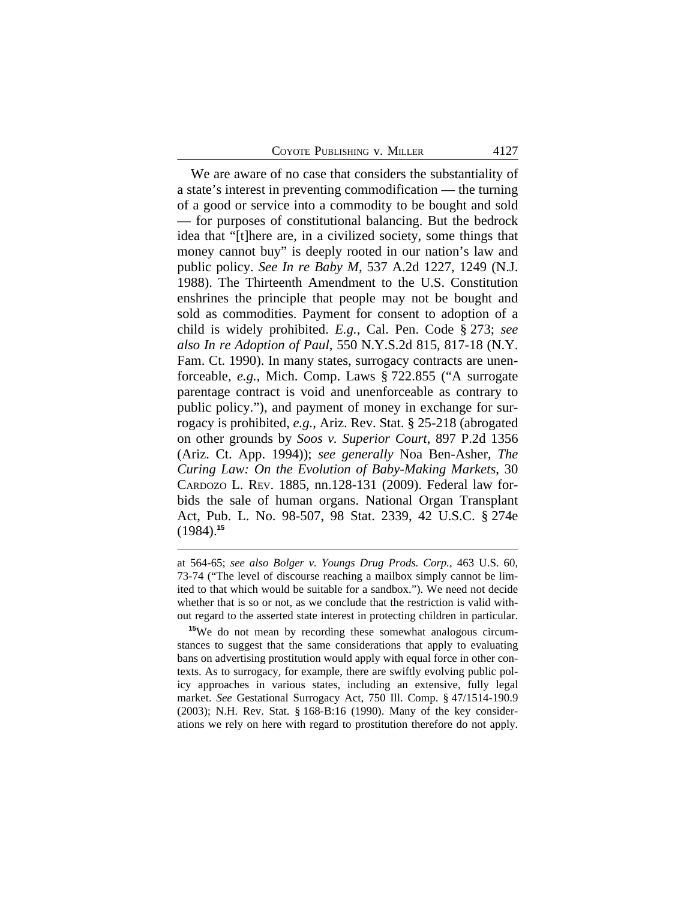We are aware of no case that considers the substantiality of a state's interest in preventing commodification — the turning of a good or service into a commodity to be bought and sold — for purposes of constitutional balancing. But the bedrock idea that "[t]here are, in a civilized society, some things that money cannot buy" is deeply rooted in our nation's law and public policy. *See In re Baby M*, 537 A.2d 1227, 1249 (N.J. 1988). The Thirteenth Amendment to the U.S. Constitution enshrines the principle that people may not be bought and sold as commodities. Payment for consent to adoption of a child is widely prohibited. *E.g.*, Cal. Pen. Code § 273; *see also In re Adoption of Paul*, 550 N.Y.S.2d 815, 817-18 (N.Y. Fam. Ct. 1990). In many states, surrogacy contracts are unenforceable, *e.g.*, Mich. Comp. Laws § 722.855 ("A surrogate parentage contract is void and unenforceable as contrary to public policy."), and payment of money in exchange for surrogacy is prohibited, *e.g.*, Ariz. Rev. Stat. § 25-218 (abrogated on other grounds by *Soos v. Superior Court*, 897 P.2d 1356 (Ariz. Ct. App. 1994)); *see generally* Noa Ben-Asher, *The Curing Law: On the Evolution of Baby-Making Markets*, 30 CARDOZO L. REV. 1885, nn.128-131 (2009). Federal law forbids the sale of human organs. National Organ Transplant Act, Pub. L. No. 98-507, 98 Stat. 2339, 42 U.S.C. § 274e (1984).[15]

---

at 564-65; *see also Bolger v. Youngs Drug Prods. Corp.*, 463 U.S. 60, 73-74 ("The level of discourse reaching a mailbox simply cannot be limited to that which would be suitable for a sandbox."). We need not decide whether that is so or not, as we conclude that the restriction is valid without regard to the asserted state interest in protecting children in particular.

[15]We do not mean by recording these somewhat analogous circumstances to suggest that the same considerations that apply to evaluating bans on advertising prostitution would apply with equal force in other contexts. As to surrogacy, for example, there are swiftly evolving public policy approaches in various states, including an extensive, fully legal market. *See* Gestational Surrogacy Act, 750 Ill. Comp. § 47/1514-190.9 (2003); N.H. Rev. Stat. § 168-B:16 (1990). Many of the key considerations we rely on here with regard to prostitution therefore do not apply.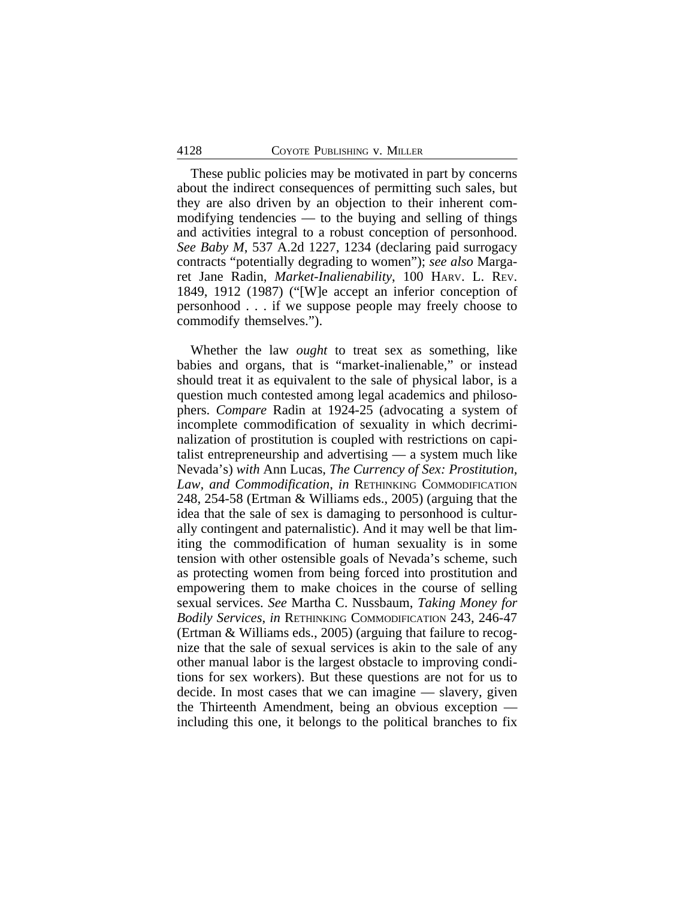These public policies may be motivated in part by concerns about the indirect consequences of permitting such sales, but they are also driven by an objection to their inherent commodifying tendencies — to the buying and selling of things and activities integral to a robust conception of personhood. *See Baby M*, 537 A.2d 1227, 1234 (declaring paid surrogacy contracts "potentially degrading to women"); *see also* Margaret Jane Radin, *Market-Inalienability*, 100 HARV. L. REV. 1849, 1912 (1987) ("[W]e accept an inferior conception of personhood . . . if we suppose people may freely choose to commodify themselves.").

Whether the law *ought* to treat sex as something, like babies and organs, that is "market-inalienable," or instead should treat it as equivalent to the sale of physical labor, is a question much contested among legal academics and philosophers. *Compare* Radin at 1924-25 (advocating a system of incomplete commodification of sexuality in which decriminalization of prostitution is coupled with restrictions on capitalist entrepreneurship and advertising — a system much like Nevada's) *with* Ann Lucas, *The Currency of Sex: Prostitution, Law, and Commodification*, *in* RETHINKING COMMODIFICATION 248, 254-58 (Ertman & Williams eds., 2005) (arguing that the idea that the sale of sex is damaging to personhood is culturally contingent and paternalistic). And it may well be that limiting the commodification of human sexuality is in some tension with other ostensible goals of Nevada's scheme, such as protecting women from being forced into prostitution and empowering them to make choices in the course of selling sexual services. *See* Martha C. Nussbaum, *Taking Money for Bodily Services*, *in* RETHINKING COMMODIFICATION 243, 246-47 (Ertman & Williams eds., 2005) (arguing that failure to recognize that the sale of sexual services is akin to the sale of any other manual labor is the largest obstacle to improving conditions for sex workers). But these questions are not for us to decide. In most cases that we can imagine — slavery, given the Thirteenth Amendment, being an obvious exception — including this one, it belongs to the political branches to fix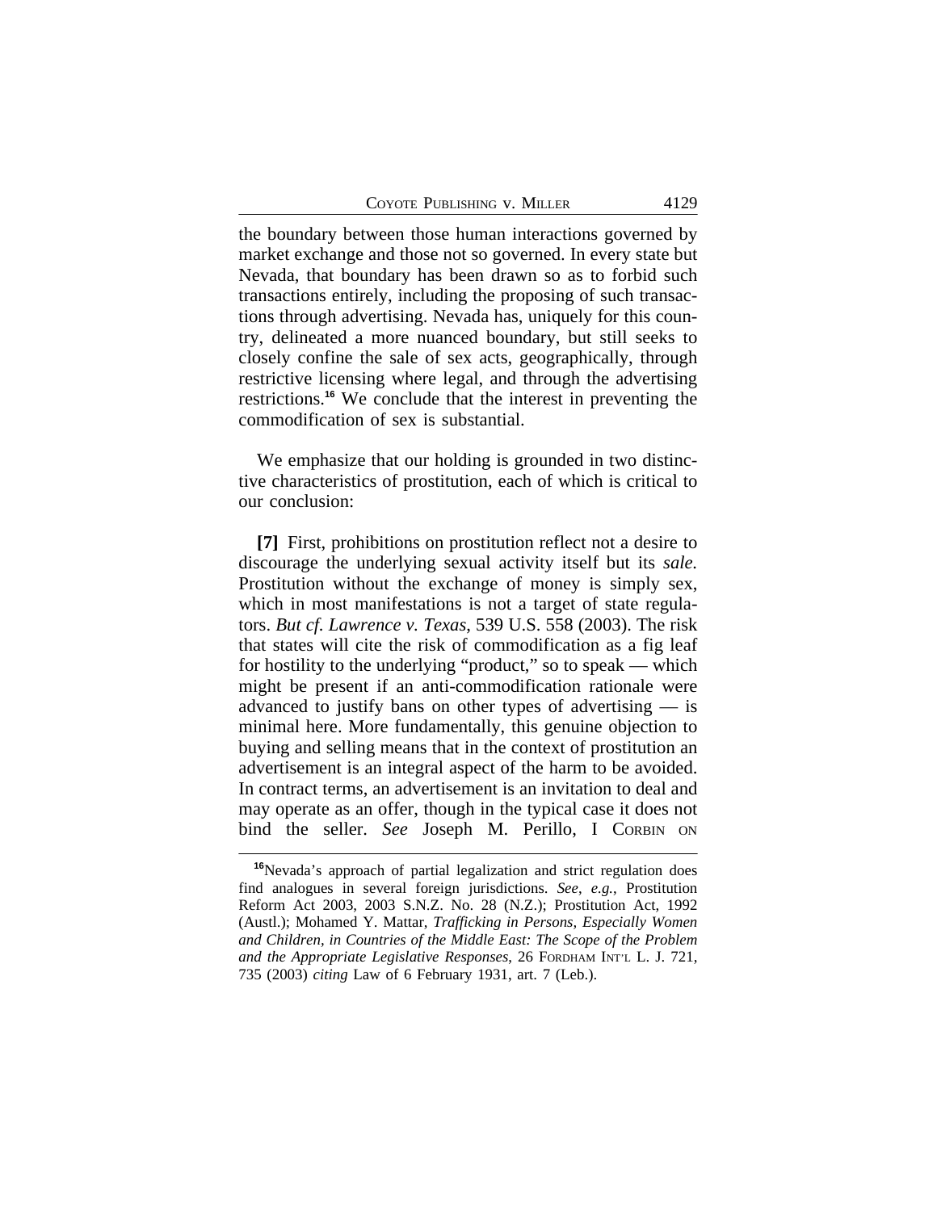the boundary between those human interactions governed by market exchange and those not so governed. In every state but Nevada, that boundary has been drawn so as to forbid such transactions entirely, including the proposing of such transactions through advertising. Nevada has, uniquely for this country, delineated a more nuanced boundary, but still seeks to closely confine the sale of sex acts, geographically, through restrictive licensing where legal, and through the advertising restrictions.[16] We conclude that the interest in preventing the commodification of sex is substantial.

We emphasize that our holding is grounded in two distinctive characteristics of prostitution, each of which is critical to our conclusion:

**[7]** First, prohibitions on prostitution reflect not a desire to discourage the underlying sexual activity itself but its *sale.* Prostitution without the exchange of money is simply sex, which in most manifestations is not a target of state regulators. *But cf. Lawrence v. Texas*, 539 U.S. 558 (2003). The risk that states will cite the risk of commodification as a fig leaf for hostility to the underlying "product," so to speak — which might be present if an anti-commodification rationale were advanced to justify bans on other types of advertising — is minimal here. More fundamentally, this genuine objection to buying and selling means that in the context of prostitution an advertisement is an integral aspect of the harm to be avoided. In contract terms, an advertisement is an invitation to deal and may operate as an offer, though in the typical case it does not bind the seller. *See* Joseph M. Perillo, I CORBIN ON

---

[16]Nevada's approach of partial legalization and strict regulation does find analogues in several foreign jurisdictions. *See, e.g.*, Prostitution Reform Act 2003, 2003 S.N.Z. No. 28 (N.Z.); Prostitution Act, 1992 (Austl.); Mohamed Y. Mattar, *Trafficking in Persons, Especially Women and Children, in Countries of the Middle East: The Scope of the Problem and the Appropriate Legislative Responses*, 26 FORDHAM INT'L L. J. 721, 735 (2003) *citing* Law of 6 February 1931, art. 7 (Leb.).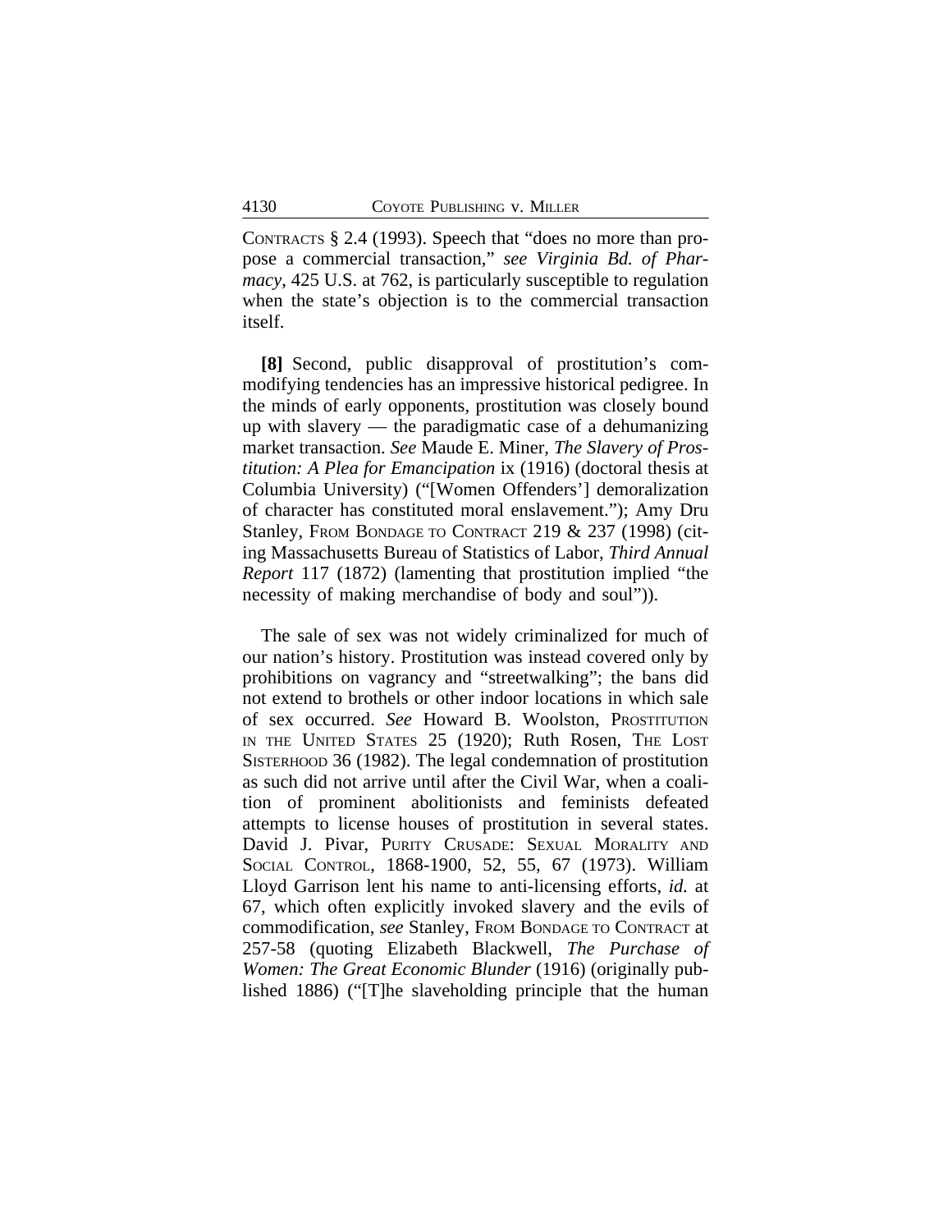CONTRACTS § 2.4 (1993). Speech that "does no more than propose a commercial transaction," *see Virginia Bd. of Pharmacy*, 425 U.S. at 762, is particularly susceptible to regulation when the state's objection is to the commercial transaction itself.

**[8]** Second, public disapproval of prostitution's commodifying tendencies has an impressive historical pedigree. In the minds of early opponents, prostitution was closely bound up with slavery — the paradigmatic case of a dehumanizing market transaction. *See* Maude E. Miner, *The Slavery of Prostitution: A Plea for Emancipation* ix (1916) (doctoral thesis at Columbia University) ("[Women Offenders'] demoralization of character has constituted moral enslavement."); Amy Dru Stanley, FROM BONDAGE TO CONTRACT 219 & 237 (1998) (citing Massachusetts Bureau of Statistics of Labor, *Third Annual Report* 117 (1872) (lamenting that prostitution implied "the necessity of making merchandise of body and soul")).

The sale of sex was not widely criminalized for much of our nation's history. Prostitution was instead covered only by prohibitions on vagrancy and "streetwalking"; the bans did not extend to brothels or other indoor locations in which sale of sex occurred. *See* Howard B. Woolston, PROSTITUTION IN THE UNITED STATES 25 (1920); Ruth Rosen, THE LOST SISTERHOOD 36 (1982). The legal condemnation of prostitution as such did not arrive until after the Civil War, when a coalition of prominent abolitionists and feminists defeated attempts to license houses of prostitution in several states. David J. Pivar, PURITY CRUSADE: SEXUAL MORALITY AND SOCIAL CONTROL, 1868-1900, 52, 55, 67 (1973). William Lloyd Garrison lent his name to anti-licensing efforts, *id.* at 67, which often explicitly invoked slavery and the evils of commodification, *see* Stanley, FROM BONDAGE TO CONTRACT at 257-58 (quoting Elizabeth Blackwell, *The Purchase of Women: The Great Economic Blunder* (1916) (originally published 1886) ("[T]he slaveholding principle that the human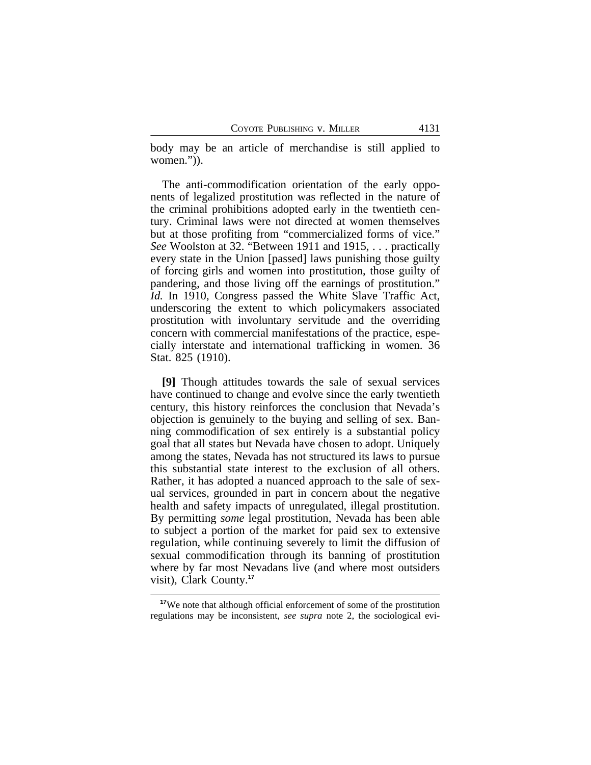body may be an article of merchandise is still applied to women.")).

The anti-commodification orientation of the early opponents of legalized prostitution was reflected in the nature of the criminal prohibitions adopted early in the twentieth century. Criminal laws were not directed at women themselves but at those profiting from "commercialized forms of vice." *See* Woolston at 32. "Between 1911 and 1915, . . . practically every state in the Union [passed] laws punishing those guilty of forcing girls and women into prostitution, those guilty of pandering, and those living off the earnings of prostitution." *Id.* In 1910, Congress passed the White Slave Traffic Act, underscoring the extent to which policymakers associated prostitution with involuntary servitude and the overriding concern with commercial manifestations of the practice, especially interstate and international trafficking in women. 36 Stat. 825 (1910).

**[9]** Though attitudes towards the sale of sexual services have continued to change and evolve since the early twentieth century, this history reinforces the conclusion that Nevada's objection is genuinely to the buying and selling of sex. Banning commodification of sex entirely is a substantial policy goal that all states but Nevada have chosen to adopt. Uniquely among the states, Nevada has not structured its laws to pursue this substantial state interest to the exclusion of all others. Rather, it has adopted a nuanced approach to the sale of sexual services, grounded in part in concern about the negative health and safety impacts of unregulated, illegal prostitution. By permitting *some* legal prostitution, Nevada has been able to subject a portion of the market for paid sex to extensive regulation, while continuing severely to limit the diffusion of sexual commodification through its banning of prostitution where by far most Nevadans live (and where most outsiders visit), Clark County.[17]

[17]We note that although official enforcement of some of the prostitution regulations may be inconsistent, *see supra* note 2, the sociological evi-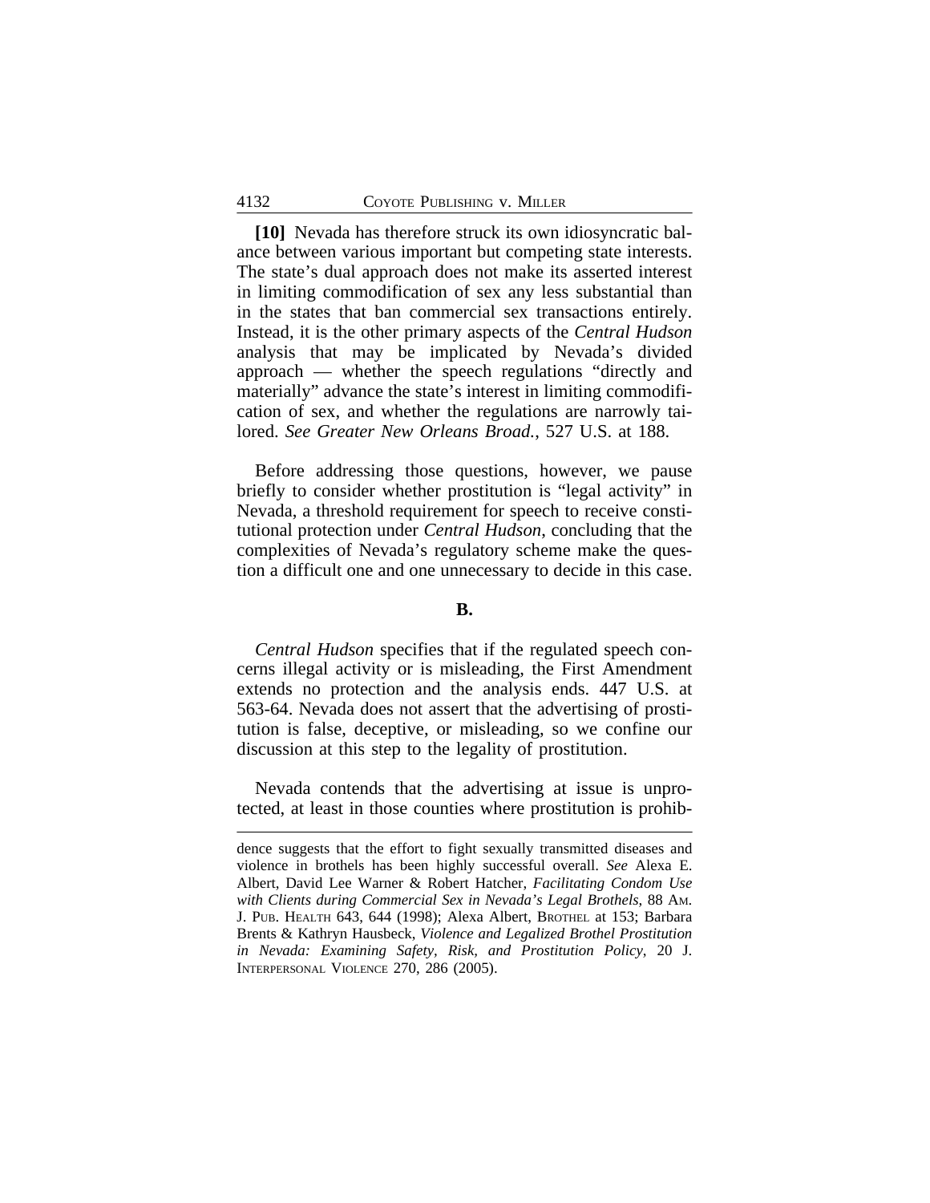**[10]** Nevada has therefore struck its own idiosyncratic balance between various important but competing state interests. The state's dual approach does not make its asserted interest in limiting commodification of sex any less substantial than in the states that ban commercial sex transactions entirely. Instead, it is the other primary aspects of the *Central Hudson* analysis that may be implicated by Nevada's divided approach — whether the speech regulations "directly and materially" advance the state's interest in limiting commodification of sex, and whether the regulations are narrowly tailored. *See Greater New Orleans Broad.*, 527 U.S. at 188.

Before addressing those questions, however, we pause briefly to consider whether prostitution is "legal activity" in Nevada, a threshold requirement for speech to receive constitutional protection under *Central Hudson*, concluding that the complexities of Nevada's regulatory scheme make the question a difficult one and one unnecessary to decide in this case.

**B.**

*Central Hudson* specifies that if the regulated speech concerns illegal activity or is misleading, the First Amendment extends no protection and the analysis ends. 447 U.S. at 563-64. Nevada does not assert that the advertising of prostitution is false, deceptive, or misleading, so we confine our discussion at this step to the legality of prostitution.

Nevada contends that the advertising at issue is unprotected, at least in those counties where prostitution is prohib-

---

dence suggests that the effort to fight sexually transmitted diseases and violence in brothels has been highly successful overall. *See* Alexa E. Albert, David Lee Warner & Robert Hatcher, *Facilitating Condom Use with Clients during Commercial Sex in Nevada's Legal Brothels*, 88 AM. J. PUB. HEALTH 643, 644 (1998); Alexa Albert, BROTHEL at 153; Barbara Brents & Kathryn Hausbeck, *Violence and Legalized Brothel Prostitution in Nevada: Examining Safety, Risk, and Prostitution Policy*, 20 J. INTERPERSONAL VIOLENCE 270, 286 (2005).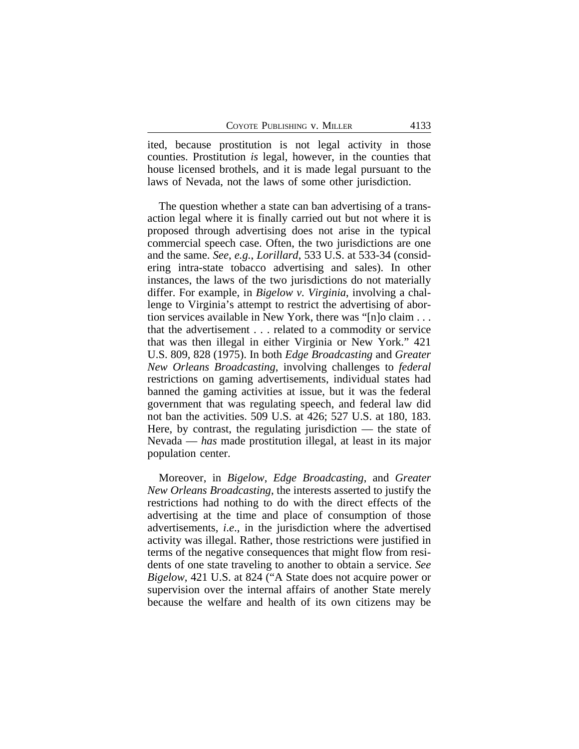ited, because prostitution is not legal activity in those counties. Prostitution *is* legal, however, in the counties that house licensed brothels, and it is made legal pursuant to the laws of Nevada, not the laws of some other jurisdiction.

The question whether a state can ban advertising of a transaction legal where it is finally carried out but not where it is proposed through advertising does not arise in the typical commercial speech case. Often, the two jurisdictions are one and the same. *See, e.g.*, *Lorillard*, 533 U.S. at 533-34 (considering intra-state tobacco advertising and sales). In other instances, the laws of the two jurisdictions do not materially differ. For example, in *Bigelow v. Virginia*, involving a challenge to Virginia's attempt to restrict the advertising of abortion services available in New York, there was "[n]o claim . . . that the advertisement . . . related to a commodity or service that was then illegal in either Virginia or New York." 421 U.S. 809, 828 (1975). In both *Edge Broadcasting* and *Greater New Orleans Broadcasting*, involving challenges to *federal* restrictions on gaming advertisements, individual states had banned the gaming activities at issue, but it was the federal government that was regulating speech, and federal law did not ban the activities. 509 U.S. at 426; 527 U.S. at 180, 183. Here, by contrast, the regulating jurisdiction — the state of Nevada — *has* made prostitution illegal, at least in its major population center.

Moreover, in *Bigelow*, *Edge Broadcasting*, and *Greater New Orleans Broadcasting*, the interests asserted to justify the restrictions had nothing to do with the direct effects of the advertising at the time and place of consumption of those advertisements, *i.e.*, in the jurisdiction where the advertised activity was illegal. Rather, those restrictions were justified in terms of the negative consequences that might flow from residents of one state traveling to another to obtain a service. *See Bigelow*, 421 U.S. at 824 ("A State does not acquire power or supervision over the internal affairs of another State merely because the welfare and health of its own citizens may be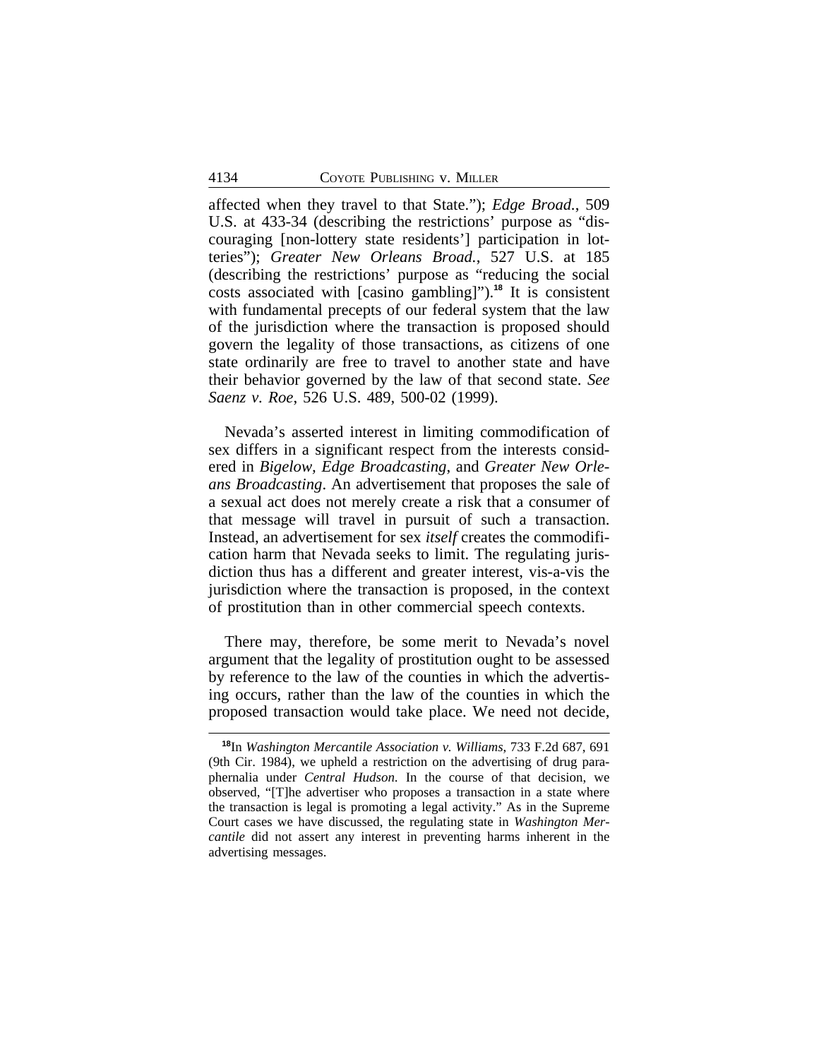affected when they travel to that State."); *Edge Broad.*, 509 U.S. at 433-34 (describing the restrictions' purpose as "discouraging [non-lottery state residents'] participation in lotteries"); *Greater New Orleans Broad.*, 527 U.S. at 185 (describing the restrictions' purpose as "reducing the social costs associated with [casino gambling]").[18] It is consistent with fundamental precepts of our federal system that the law of the jurisdiction where the transaction is proposed should govern the legality of those transactions, as citizens of one state ordinarily are free to travel to another state and have their behavior governed by the law of that second state. *See Saenz v. Roe*, 526 U.S. 489, 500-02 (1999).

Nevada's asserted interest in limiting commodification of sex differs in a significant respect from the interests considered in *Bigelow*, *Edge Broadcasting*, and *Greater New Orleans Broadcasting*. An advertisement that proposes the sale of a sexual act does not merely create a risk that a consumer of that message will travel in pursuit of such a transaction. Instead, an advertisement for sex *itself* creates the commodification harm that Nevada seeks to limit. The regulating jurisdiction thus has a different and greater interest, vis-a-vis the jurisdiction where the transaction is proposed, in the context of prostitution than in other commercial speech contexts.

There may, therefore, be some merit to Nevada's novel argument that the legality of prostitution ought to be assessed by reference to the law of the counties in which the advertising occurs, rather than the law of the counties in which the proposed transaction would take place. We need not decide,

---

[18] In *Washington Mercantile Association v. Williams*, 733 F.2d 687, 691 (9th Cir. 1984), we upheld a restriction on the advertising of drug paraphernalia under *Central Hudson*. In the course of that decision, we observed, "[T]he advertiser who proposes a transaction in a state where the transaction is legal is promoting a legal activity." As in the Supreme Court cases we have discussed, the regulating state in *Washington Mercantile* did not assert any interest in preventing harms inherent in the advertising messages.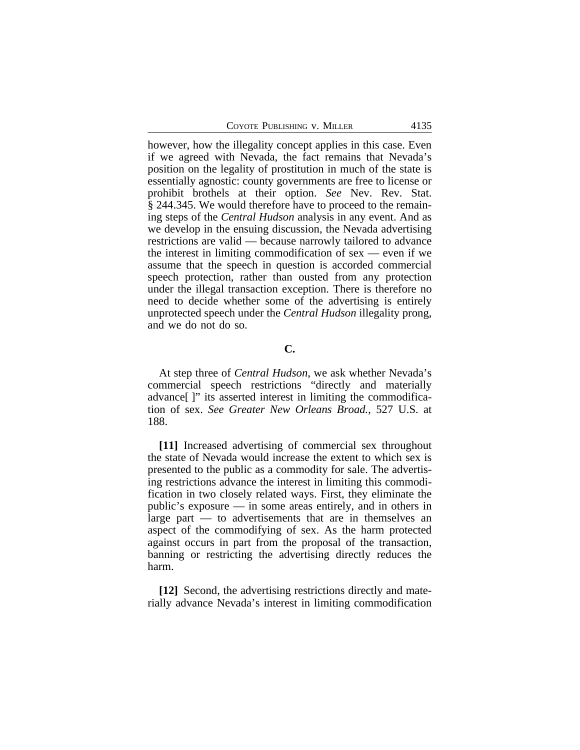however, how the illegality concept applies in this case. Even if we agreed with Nevada, the fact remains that Nevada's position on the legality of prostitution in much of the state is essentially agnostic: county governments are free to license or prohibit brothels at their option. *See* Nev. Rev. Stat. § 244.345. We would therefore have to proceed to the remaining steps of the *Central Hudson* analysis in any event. And as we develop in the ensuing discussion, the Nevada advertising restrictions are valid — because narrowly tailored to advance the interest in limiting commodification of sex — even if we assume that the speech in question is accorded commercial speech protection, rather than ousted from any protection under the illegal transaction exception. There is therefore no need to decide whether some of the advertising is entirely unprotected speech under the *Central Hudson* illegality prong, and we do not do so.

### C.

At step three of *Central Hudson*, we ask whether Nevada's commercial speech restrictions "directly and materially advance[ ]" its asserted interest in limiting the commodification of sex. *See Greater New Orleans Broad.*, 527 U.S. at 188.

**[11]** Increased advertising of commercial sex throughout the state of Nevada would increase the extent to which sex is presented to the public as a commodity for sale. The advertising restrictions advance the interest in limiting this commodification in two closely related ways. First, they eliminate the public's exposure — in some areas entirely, and in others in large part — to advertisements that are in themselves an aspect of the commodifying of sex. As the harm protected against occurs in part from the proposal of the transaction, banning or restricting the advertising directly reduces the harm.

**[12]** Second, the advertising restrictions directly and materially advance Nevada's interest in limiting commodification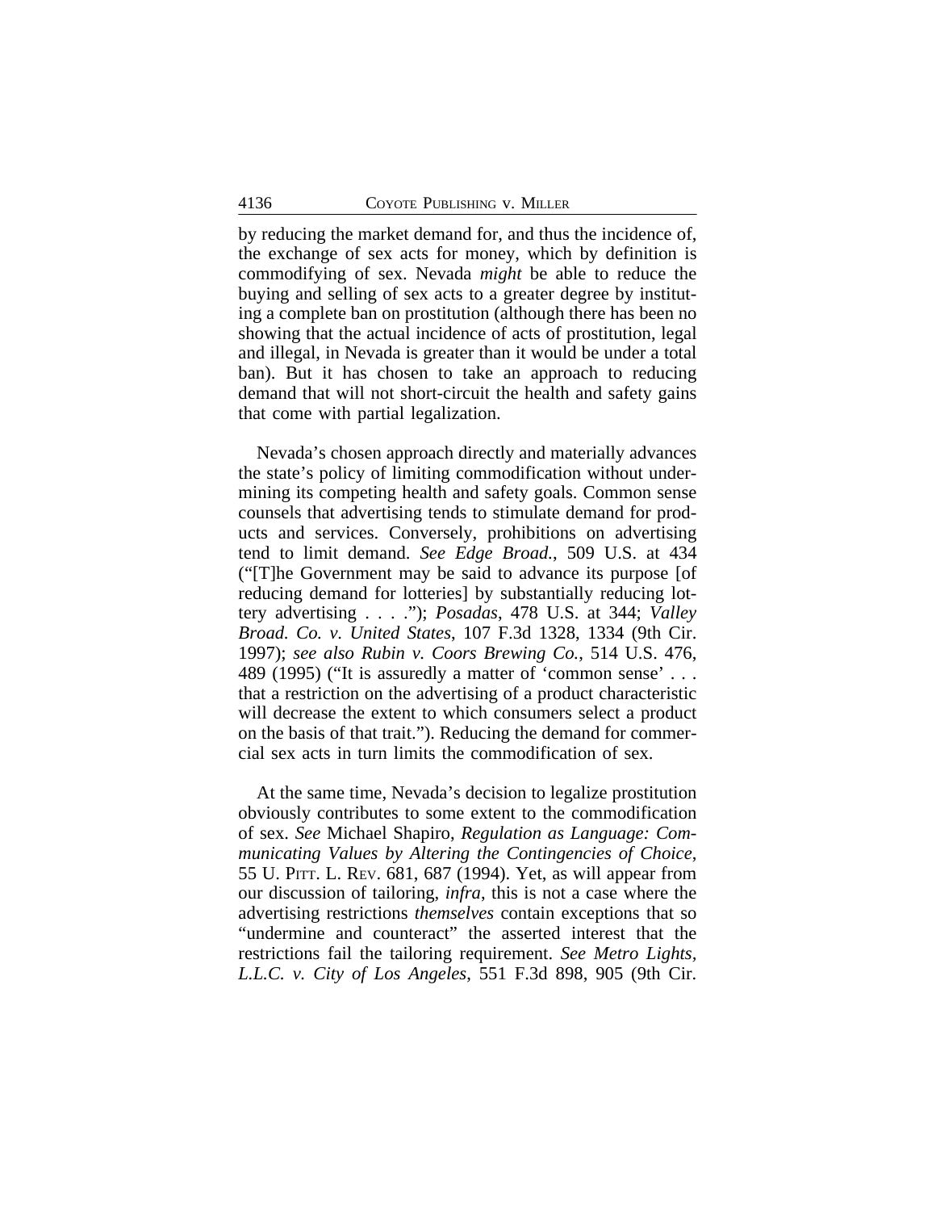by reducing the market demand for, and thus the incidence of, the exchange of sex acts for money, which by definition is commodifying of sex. Nevada *might* be able to reduce the buying and selling of sex acts to a greater degree by instituting a complete ban on prostitution (although there has been no showing that the actual incidence of acts of prostitution, legal and illegal, in Nevada is greater than it would be under a total ban). But it has chosen to take an approach to reducing demand that will not short-circuit the health and safety gains that come with partial legalization.

Nevada's chosen approach directly and materially advances the state's policy of limiting commodification without undermining its competing health and safety goals. Common sense counsels that advertising tends to stimulate demand for products and services. Conversely, prohibitions on advertising tend to limit demand. *See Edge Broad.*, 509 U.S. at 434 ("[T]he Government may be said to advance its purpose [of reducing demand for lotteries] by substantially reducing lottery advertising . . . ."); *Posadas*, 478 U.S. at 344; *Valley Broad. Co. v. United States*, 107 F.3d 1328, 1334 (9th Cir. 1997); *see also Rubin v. Coors Brewing Co.*, 514 U.S. 476, 489 (1995) ("It is assuredly a matter of 'common sense' . . . that a restriction on the advertising of a product characteristic will decrease the extent to which consumers select a product on the basis of that trait."). Reducing the demand for commercial sex acts in turn limits the commodification of sex.

At the same time, Nevada's decision to legalize prostitution obviously contributes to some extent to the commodification of sex. *See* Michael Shapiro, *Regulation as Language: Communicating Values by Altering the Contingencies of Choice*, 55 U. PITT. L. REV. 681, 687 (1994). Yet, as will appear from our discussion of tailoring, *infra*, this is not a case where the advertising restrictions *themselves* contain exceptions that so "undermine and counteract" the asserted interest that the restrictions fail the tailoring requirement. *See Metro Lights, L.L.C. v. City of Los Angeles*, 551 F.3d 898, 905 (9th Cir.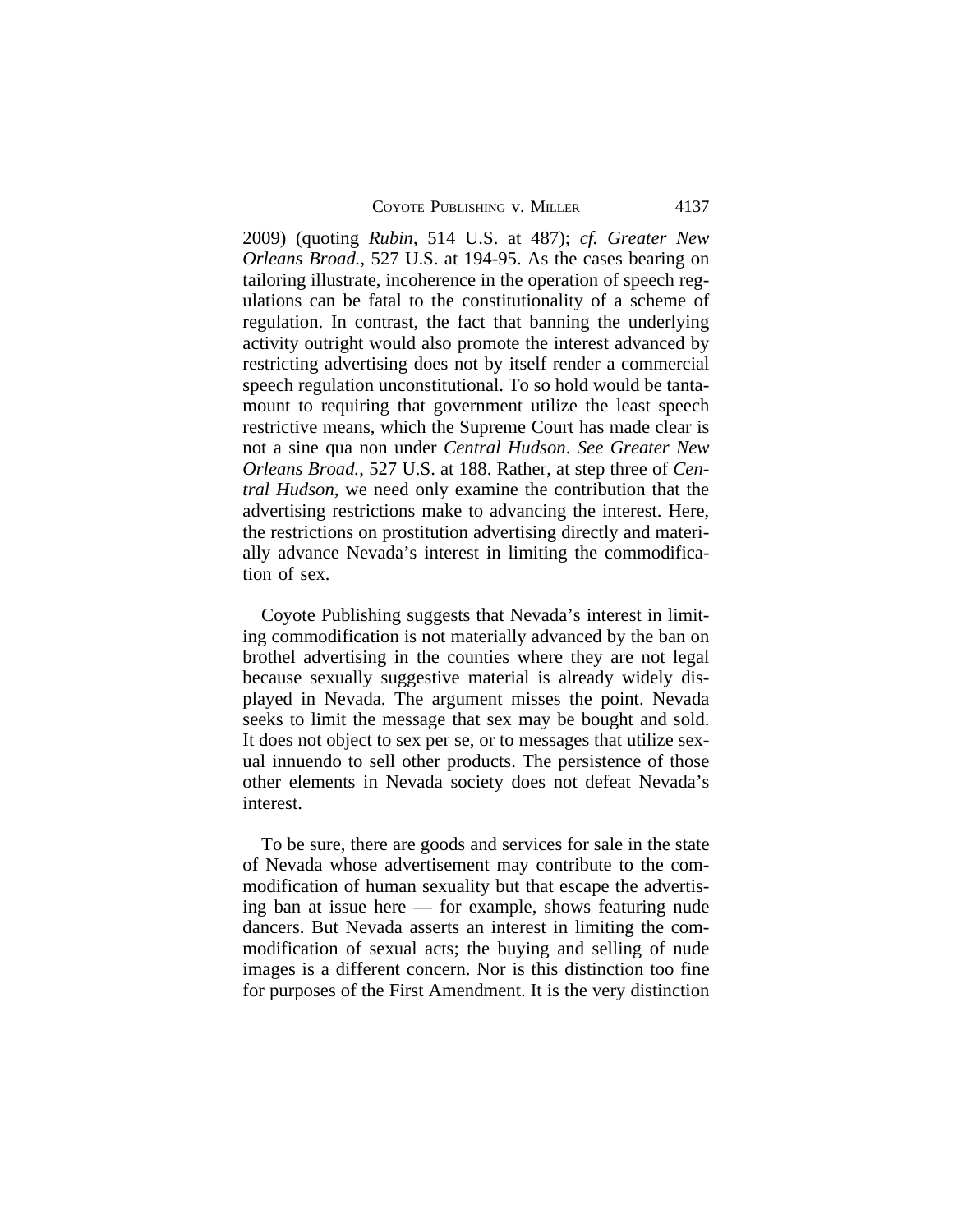2009) (quoting *Rubin*, 514 U.S. at 487); *cf. Greater New Orleans Broad.*, 527 U.S. at 194-95. As the cases bearing on tailoring illustrate, incoherence in the operation of speech regulations can be fatal to the constitutionality of a scheme of regulation. In contrast, the fact that banning the underlying activity outright would also promote the interest advanced by restricting advertising does not by itself render a commercial speech regulation unconstitutional. To so hold would be tantamount to requiring that government utilize the least speech restrictive means, which the Supreme Court has made clear is not a sine qua non under *Central Hudson*. *See Greater New Orleans Broad.*, 527 U.S. at 188. Rather, at step three of *Central Hudson*, we need only examine the contribution that the advertising restrictions make to advancing the interest. Here, the restrictions on prostitution advertising directly and materially advance Nevada's interest in limiting the commodification of sex.

Coyote Publishing suggests that Nevada's interest in limiting commodification is not materially advanced by the ban on brothel advertising in the counties where they are not legal because sexually suggestive material is already widely displayed in Nevada. The argument misses the point. Nevada seeks to limit the message that sex may be bought and sold. It does not object to sex per se, or to messages that utilize sexual innuendo to sell other products. The persistence of those other elements in Nevada society does not defeat Nevada's interest.

To be sure, there are goods and services for sale in the state of Nevada whose advertisement may contribute to the commodification of human sexuality but that escape the advertising ban at issue here — for example, shows featuring nude dancers. But Nevada asserts an interest in limiting the commodification of sexual acts; the buying and selling of nude images is a different concern. Nor is this distinction too fine for purposes of the First Amendment. It is the very distinction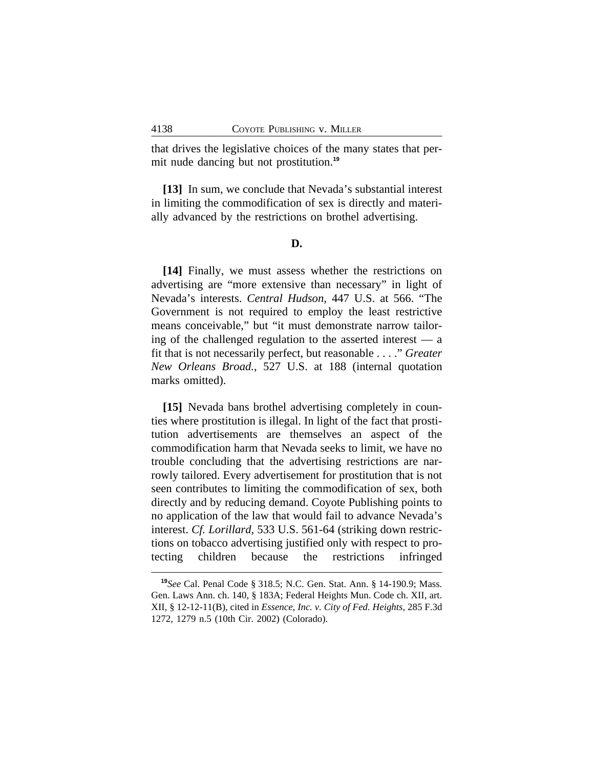that drives the legislative choices of the many states that permit nude dancing but not prostitution.[19]

**[13]** In sum, we conclude that Nevada's substantial interest in limiting the commodification of sex is directly and materially advanced by the restrictions on brothel advertising.

**D.**

**[14]** Finally, we must assess whether the restrictions on advertising are "more extensive than necessary" in light of Nevada's interests. *Central Hudson*, 447 U.S. at 566. "The Government is not required to employ the least restrictive means conceivable," but "it must demonstrate narrow tailoring of the challenged regulation to the asserted interest — a fit that is not necessarily perfect, but reasonable . . . ." *Greater New Orleans Broad.*, 527 U.S. at 188 (internal quotation marks omitted).

**[15]** Nevada bans brothel advertising completely in counties where prostitution is illegal. In light of the fact that prostitution advertisements are themselves an aspect of the commodification harm that Nevada seeks to limit, we have no trouble concluding that the advertising restrictions are narrowly tailored. Every advertisement for prostitution that is not seen contributes to limiting the commodification of sex, both directly and by reducing demand. Coyote Publishing points to no application of the law that would fail to advance Nevada's interest. *Cf. Lorillard*, 533 U.S. 561-64 (striking down restrictions on tobacco advertising justified only with respect to protecting children because the restrictions infringed

[19]*See* Cal. Penal Code § 318.5; N.C. Gen. Stat. Ann. § 14-190.9; Mass. Gen. Laws Ann. ch. 140, § 183A; Federal Heights Mun. Code ch. XII, art. XII, § 12-12-11(B), cited in *Essence, Inc. v. City of Fed. Heights*, 285 F.3d 1272, 1279 n.5 (10th Cir. 2002) (Colorado).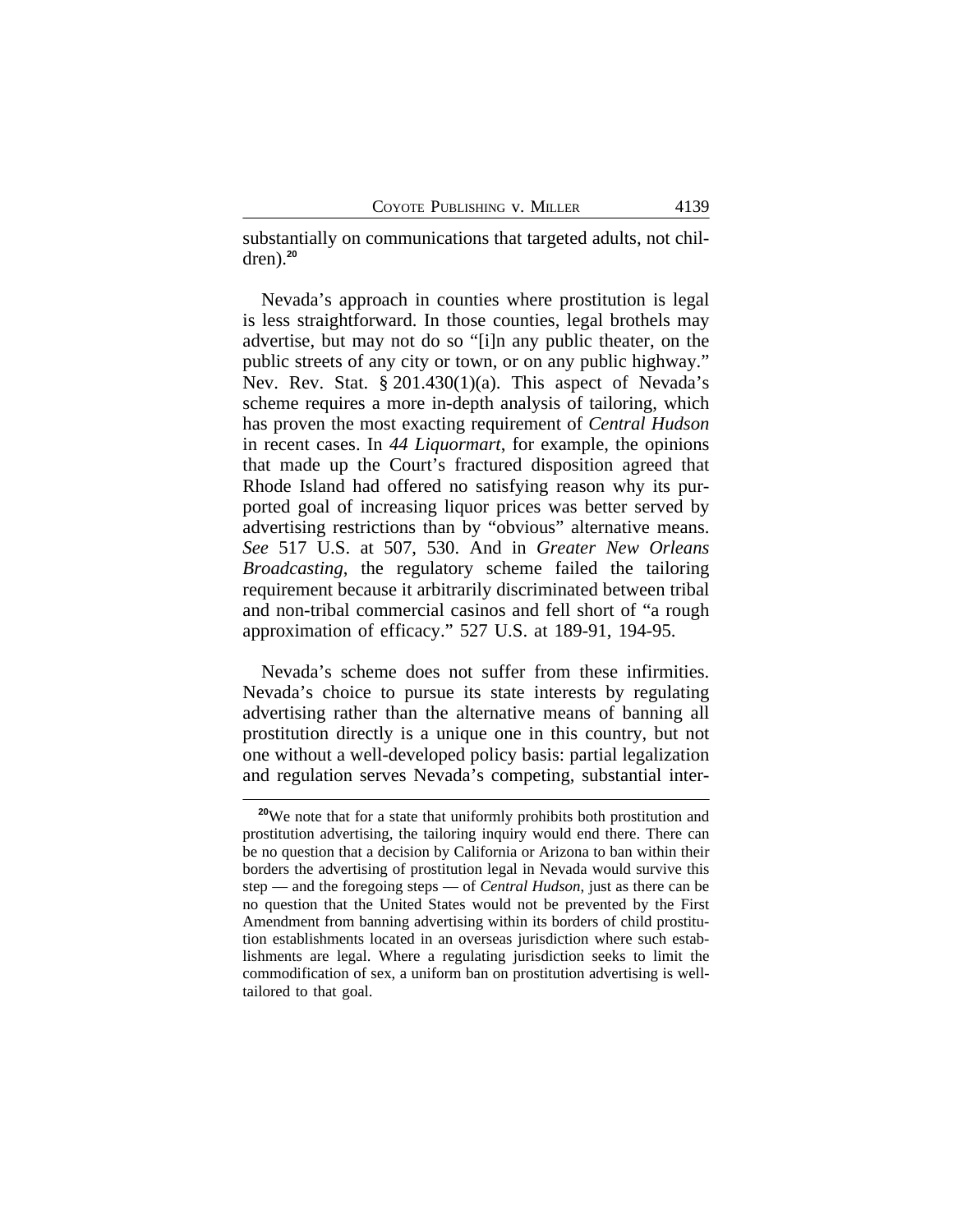substantially on communications that targeted adults, not children).[20]

Nevada's approach in counties where prostitution is legal is less straightforward. In those counties, legal brothels may advertise, but may not do so "[i]n any public theater, on the public streets of any city or town, or on any public highway." Nev. Rev. Stat. § 201.430(1)(a). This aspect of Nevada's scheme requires a more in-depth analysis of tailoring, which has proven the most exacting requirement of *Central Hudson* in recent cases. In *44 Liquormart*, for example, the opinions that made up the Court's fractured disposition agreed that Rhode Island had offered no satisfying reason why its purported goal of increasing liquor prices was better served by advertising restrictions than by "obvious" alternative means. *See* 517 U.S. at 507, 530. And in *Greater New Orleans Broadcasting*, the regulatory scheme failed the tailoring requirement because it arbitrarily discriminated between tribal and non-tribal commercial casinos and fell short of "a rough approximation of efficacy." 527 U.S. at 189-91, 194-95.

Nevada's scheme does not suffer from these infirmities. Nevada's choice to pursue its state interests by regulating advertising rather than the alternative means of banning all prostitution directly is a unique one in this country, but not one without a well-developed policy basis: partial legalization and regulation serves Nevada's competing, substantial inter-

---

[20]We note that for a state that uniformly prohibits both prostitution and prostitution advertising, the tailoring inquiry would end there. There can be no question that a decision by California or Arizona to ban within their borders the advertising of prostitution legal in Nevada would survive this step — and the foregoing steps — of *Central Hudson*, just as there can be no question that the United States would not be prevented by the First Amendment from banning advertising within its borders of child prostitution establishments located in an overseas jurisdiction where such establishments are legal. Where a regulating jurisdiction seeks to limit the commodification of sex, a uniform ban on prostitution advertising is well-tailored to that goal.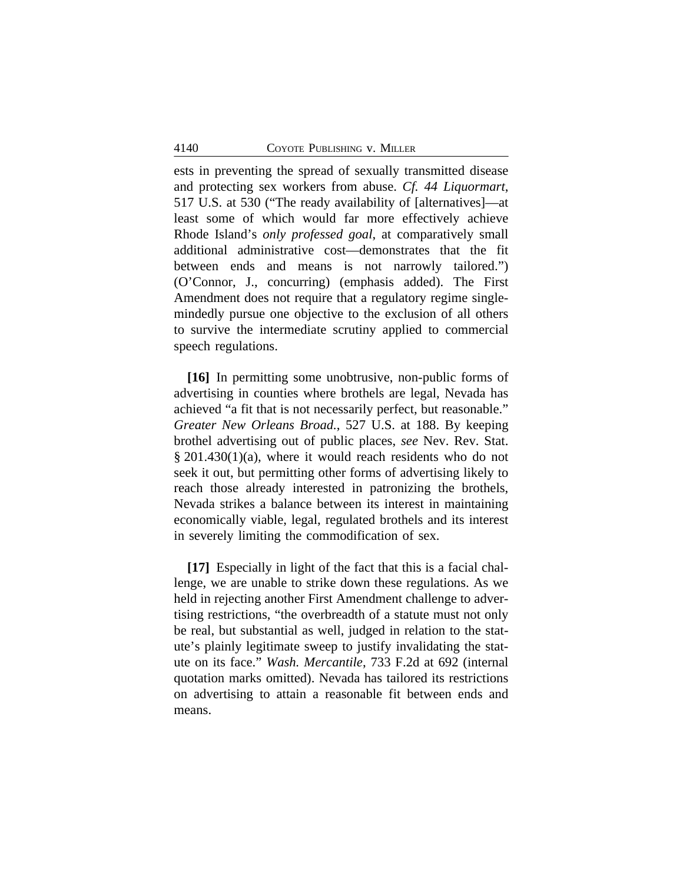ests in preventing the spread of sexually transmitted disease and protecting sex workers from abuse. *Cf. 44 Liquormart*, 517 U.S. at 530 ("The ready availability of [alternatives]—at least some of which would far more effectively achieve Rhode Island's *only professed goal*, at comparatively small additional administrative cost—demonstrates that the fit between ends and means is not narrowly tailored.") (O'Connor, J., concurring) (emphasis added). The First Amendment does not require that a regulatory regime single-mindedly pursue one objective to the exclusion of all others to survive the intermediate scrutiny applied to commercial speech regulations.

**[16]** In permitting some unobtrusive, non-public forms of advertising in counties where brothels are legal, Nevada has achieved "a fit that is not necessarily perfect, but reasonable." *Greater New Orleans Broad.*, 527 U.S. at 188. By keeping brothel advertising out of public places, *see* Nev. Rev. Stat. § 201.430(1)(a), where it would reach residents who do not seek it out, but permitting other forms of advertising likely to reach those already interested in patronizing the brothels, Nevada strikes a balance between its interest in maintaining economically viable, legal, regulated brothels and its interest in severely limiting the commodification of sex.

**[17]** Especially in light of the fact that this is a facial challenge, we are unable to strike down these regulations. As we held in rejecting another First Amendment challenge to advertising restrictions, "the overbreadth of a statute must not only be real, but substantial as well, judged in relation to the statute's plainly legitimate sweep to justify invalidating the statute on its face." *Wash. Mercantile*, 733 F.2d at 692 (internal quotation marks omitted). Nevada has tailored its restrictions on advertising to attain a reasonable fit between ends and means.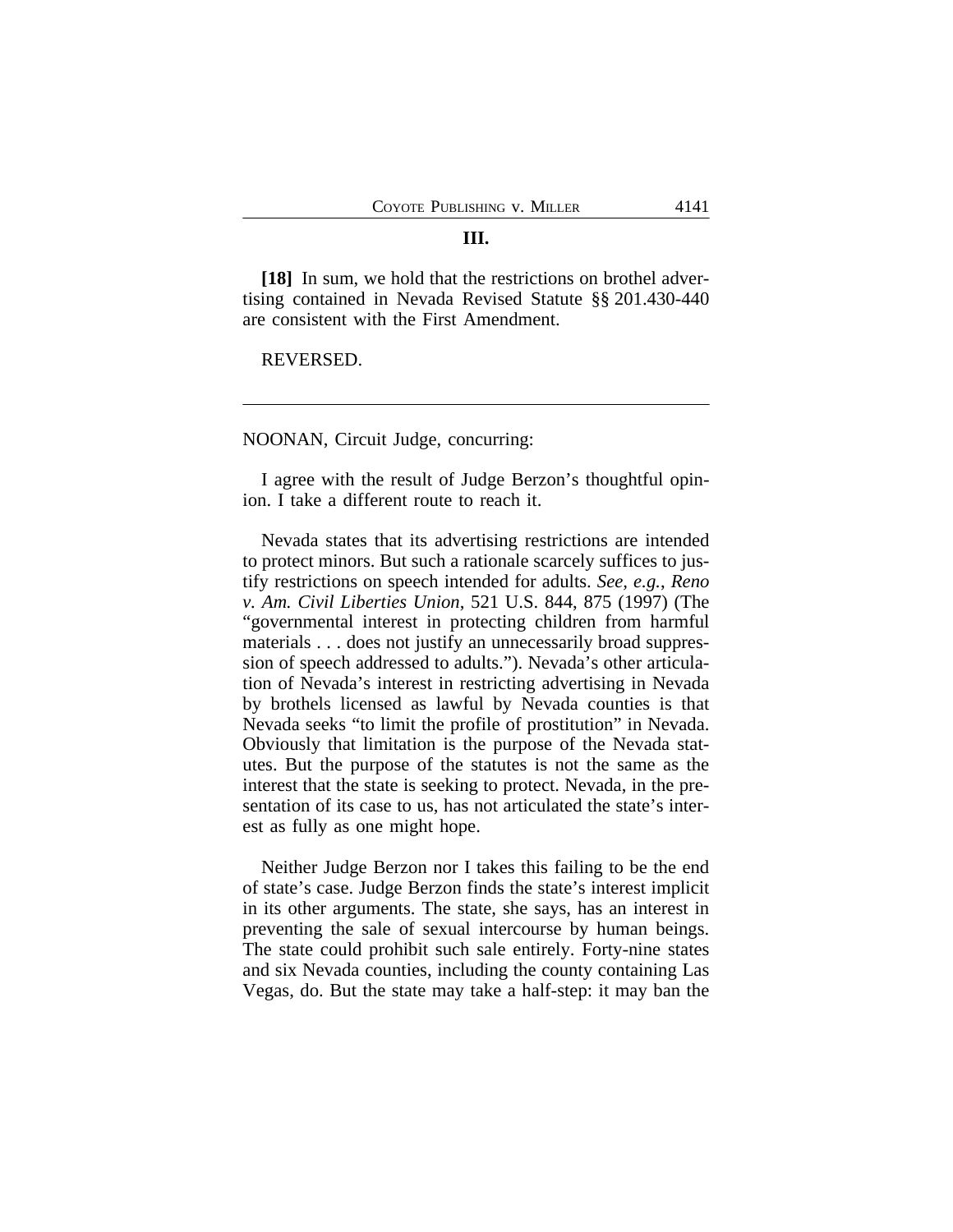## III.

**[18]** In sum, we hold that the restrictions on brothel advertising contained in Nevada Revised Statute §§ 201.430-440 are consistent with the First Amendment.

REVERSED.

---

NOONAN, Circuit Judge, concurring:

I agree with the result of Judge Berzon's thoughtful opinion. I take a different route to reach it.

Nevada states that its advertising restrictions are intended to protect minors. But such a rationale scarcely suffices to justify restrictions on speech intended for adults. *See, e.g.*, *Reno v. Am. Civil Liberties Union*, 521 U.S. 844, 875 (1997) (The "governmental interest in protecting children from harmful materials . . . does not justify an unnecessarily broad suppression of speech addressed to adults."). Nevada's other articulation of Nevada's interest in restricting advertising in Nevada by brothels licensed as lawful by Nevada counties is that Nevada seeks "to limit the profile of prostitution" in Nevada. Obviously that limitation is the purpose of the Nevada statutes. But the purpose of the statutes is not the same as the interest that the state is seeking to protect. Nevada, in the presentation of its case to us, has not articulated the state's interest as fully as one might hope.

Neither Judge Berzon nor I takes this failing to be the end of state's case. Judge Berzon finds the state's interest implicit in its other arguments. The state, she says, has an interest in preventing the sale of sexual intercourse by human beings. The state could prohibit such sale entirely. Forty-nine states and six Nevada counties, including the county containing Las Vegas, do. But the state may take a half-step: it may ban the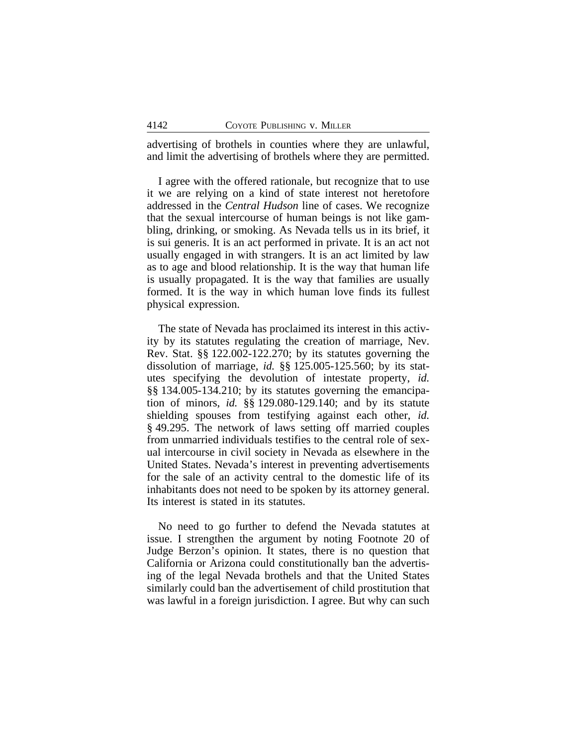advertising of brothels in counties where they are unlawful, and limit the advertising of brothels where they are permitted.

I agree with the offered rationale, but recognize that to use it we are relying on a kind of state interest not heretofore addressed in the *Central Hudson* line of cases. We recognize that the sexual intercourse of human beings is not like gambling, drinking, or smoking. As Nevada tells us in its brief, it is sui generis. It is an act performed in private. It is an act not usually engaged in with strangers. It is an act limited by law as to age and blood relationship. It is the way that human life is usually propagated. It is the way that families are usually formed. It is the way in which human love finds its fullest physical expression.

The state of Nevada has proclaimed its interest in this activity by its statutes regulating the creation of marriage, Nev. Rev. Stat. §§ 122.002-122.270; by its statutes governing the dissolution of marriage, *id.* §§ 125.005-125.560; by its statutes specifying the devolution of intestate property, *id.* §§ 134.005-134.210; by its statutes governing the emancipation of minors, *id.* §§ 129.080-129.140; and by its statute shielding spouses from testifying against each other, *id.* § 49.295. The network of laws setting off married couples from unmarried individuals testifies to the central role of sexual intercourse in civil society in Nevada as elsewhere in the United States. Nevada's interest in preventing advertisements for the sale of an activity central to the domestic life of its inhabitants does not need to be spoken by its attorney general. Its interest is stated in its statutes.

No need to go further to defend the Nevada statutes at issue. I strengthen the argument by noting Footnote 20 of Judge Berzon's opinion. It states, there is no question that California or Arizona could constitutionally ban the advertising of the legal Nevada brothels and that the United States similarly could ban the advertisement of child prostitution that was lawful in a foreign jurisdiction. I agree. But why can such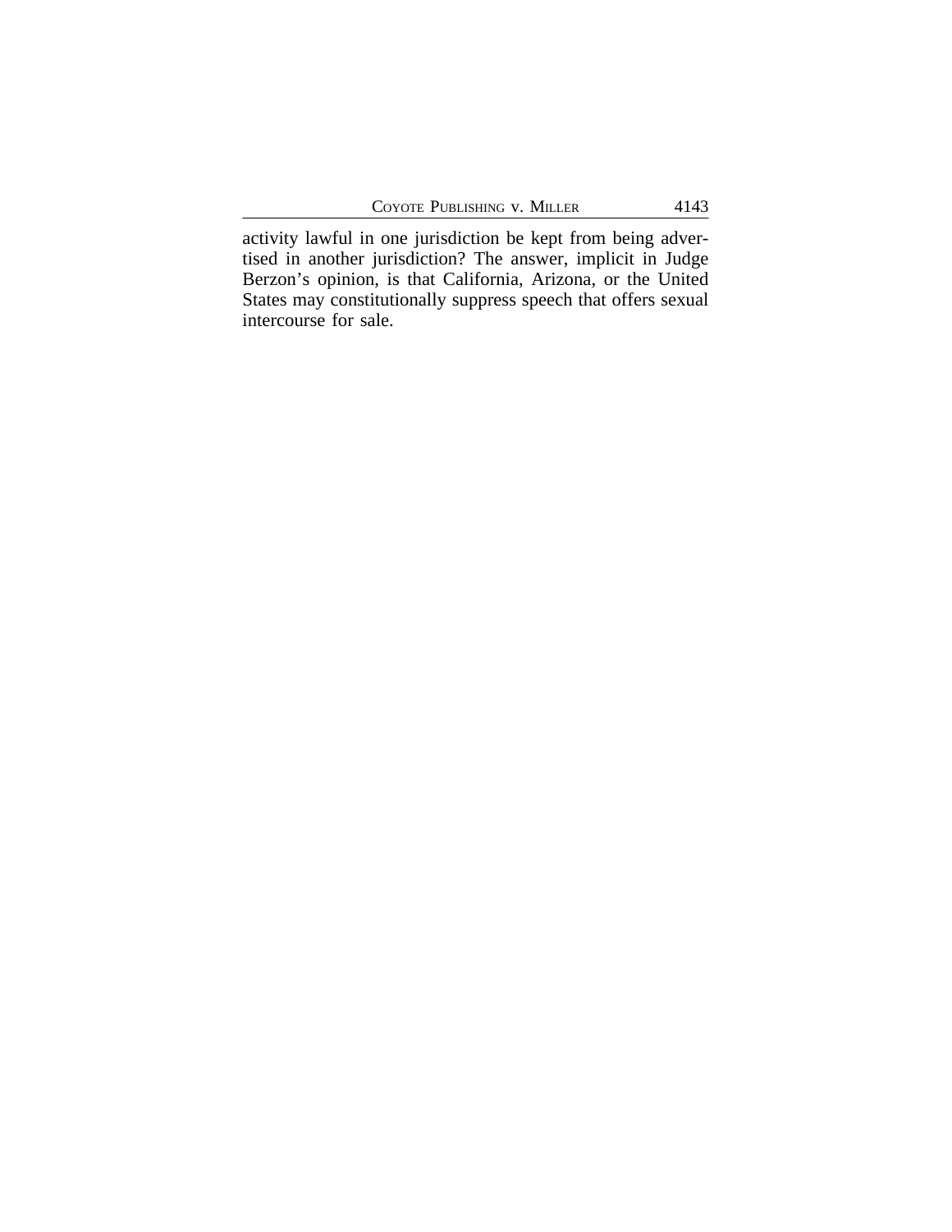activity lawful in one jurisdiction be kept from being advertised in another jurisdiction? The answer, implicit in Judge Berzon's opinion, is that California, Arizona, or the United States may constitutionally suppress speech that offers sexual intercourse for sale.